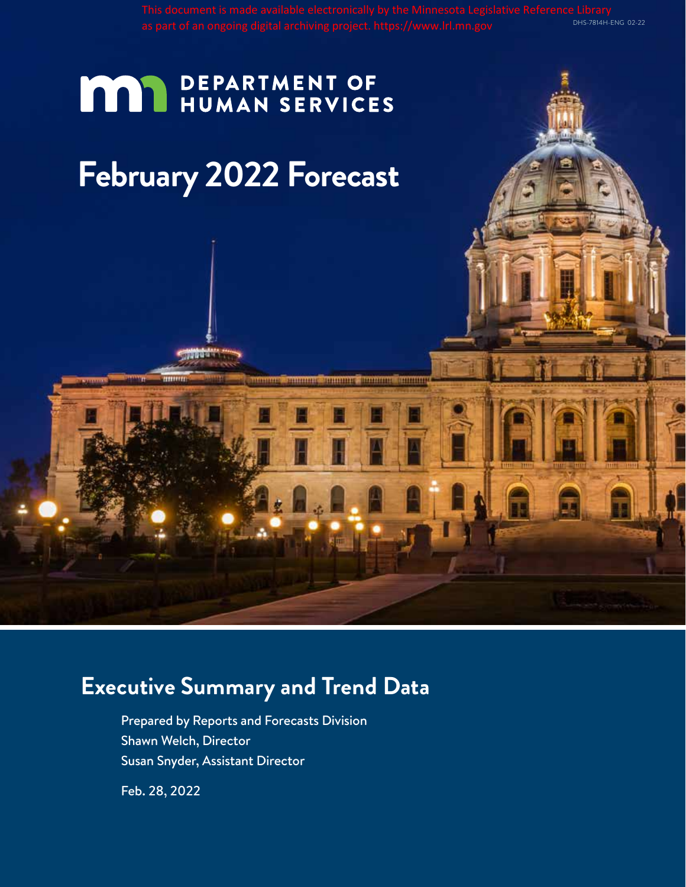This document is made available electronically by the Minnesota Legislative Reference Library as part of an ongoing digital archiving project. https://www.lrl.mn.gov

DHS-7814H-ENG 02-22

DEPARTMENT OF HUMAN SERVICES

# February 2022 Forecast

## Executive Summary and Trend Data

Prepared by Reports and Forecasts Division
Shawn Welch, Director
Susan Snyder, Assistant Director

Feb. 28, 2022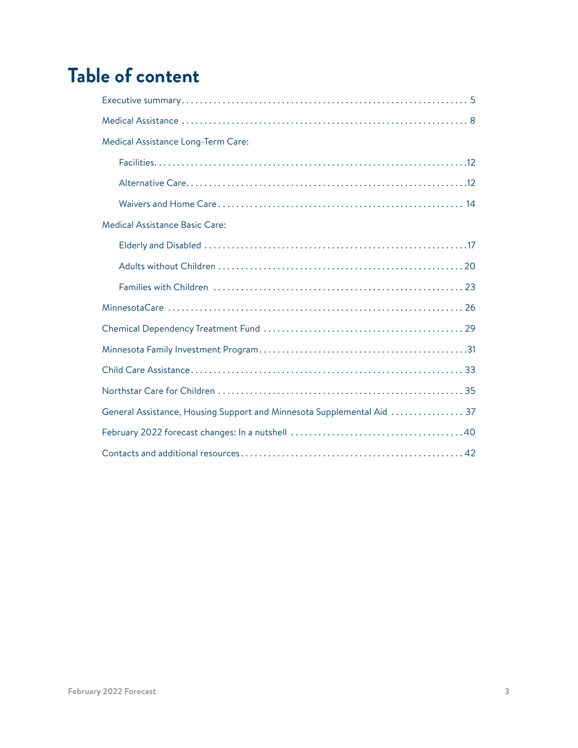# Table of content

- Executive summary . . . . . 5
- Medical Assistance . . . . . 8
- Medical Assistance Long-Term Care:
  - Facilities . . . . . 12
  - Alternative Care . . . . . 12
  - Waivers and Home Care . . . . . 14
- Medical Assistance Basic Care:
  - Elderly and Disabled . . . . . 17
  - Adults without Children . . . . . 20
  - Families with Children . . . . . 23
- MinnesotaCare . . . . . 26
- Chemical Dependency Treatment Fund . . . . . 29
- Minnesota Family Investment Program . . . . . 31
- Child Care Assistance . . . . . 33
- Northstar Care for Children . . . . . 35
- General Assistance, Housing Support and Minnesota Supplemental Aid . . . . . 37
- February 2022 forecast changes: In a nutshell . . . . . 40
- Contacts and additional resources . . . . . 42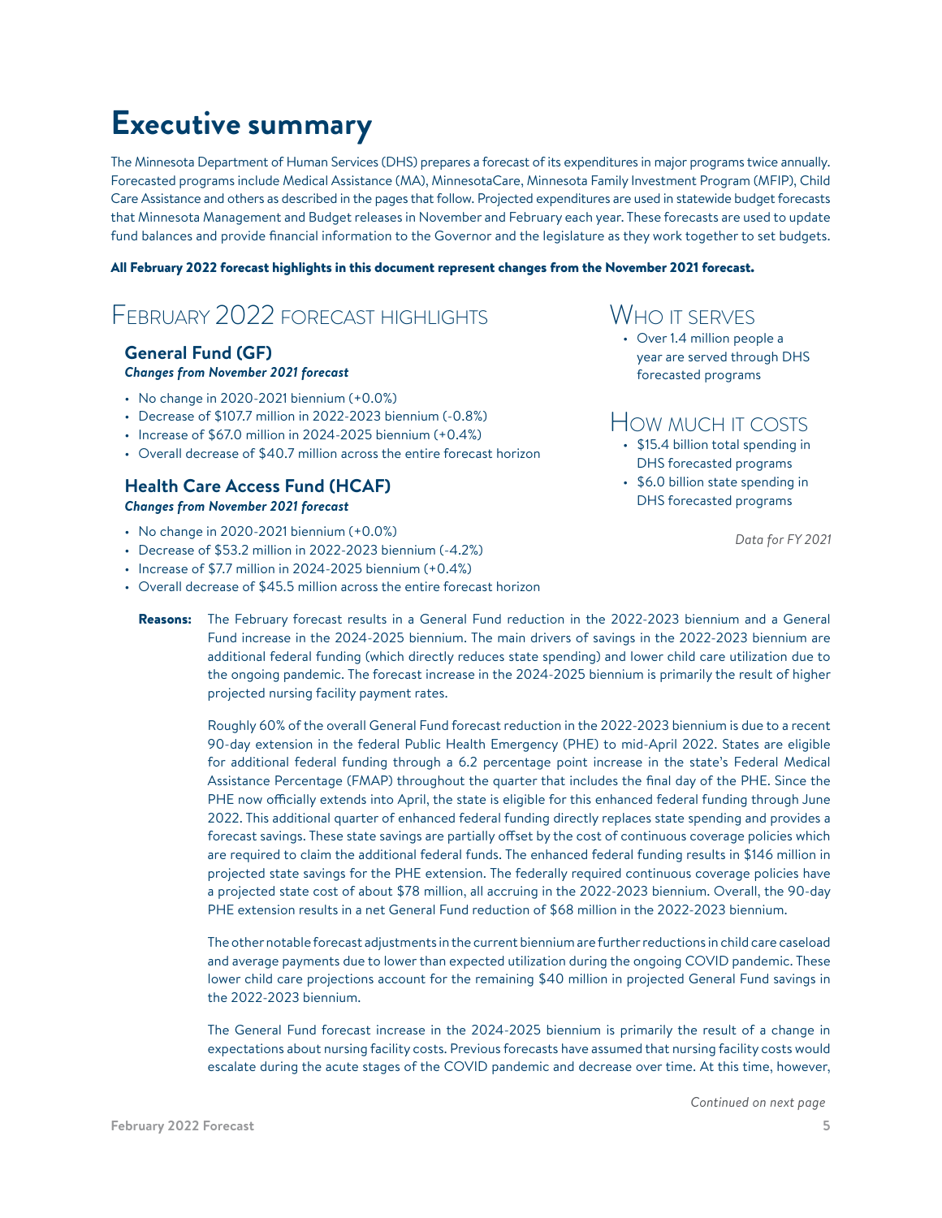# Executive summary

The Minnesota Department of Human Services (DHS) prepares a forecast of its expenditures in major programs twice annually. Forecasted programs include Medical Assistance (MA), MinnesotaCare, Minnesota Family Investment Program (MFIP), Child Care Assistance and others as described in the pages that follow. Projected expenditures are used in statewide budget forecasts that Minnesota Management and Budget releases in November and February each year. These forecasts are used to update fund balances and provide financial information to the Governor and the legislature as they work together to set budgets.

**All February 2022 forecast highlights in this document represent changes from the November 2021 forecast.**

## February 2022 forecast highlights

### General Fund (GF)

***Changes from November 2021 forecast***

- No change in 2020-2021 biennium (+0.0%)
- Decrease of $107.7 million in 2022-2023 biennium (-0.8%)
- Increase of $67.0 million in 2024-2025 biennium (+0.4%)
- Overall decrease of $40.7 million across the entire forecast horizon

### Health Care Access Fund (HCAF)

***Changes from November 2021 forecast***

- No change in 2020-2021 biennium (+0.0%)
- Decrease of $53.2 million in 2022-2023 biennium (-4.2%)
- Increase of $7.7 million in 2024-2025 biennium (+0.4%)
- Overall decrease of $45.5 million across the entire forecast horizon

## Who it serves

- Over 1.4 million people a year are served through DHS forecasted programs

## How much it costs

- $15.4 billion total spending in DHS forecasted programs
- $6.0 billion state spending in DHS forecasted programs

*Data for FY 2021*

**Reasons:** The February forecast results in a General Fund reduction in the 2022-2023 biennium and a General Fund increase in the 2024-2025 biennium. The main drivers of savings in the 2022-2023 biennium are additional federal funding (which directly reduces state spending) and lower child care utilization due to the ongoing pandemic. The forecast increase in the 2024-2025 biennium is primarily the result of higher projected nursing facility payment rates.

Roughly 60% of the overall General Fund forecast reduction in the 2022-2023 biennium is due to a recent 90-day extension in the federal Public Health Emergency (PHE) to mid-April 2022. States are eligible for additional federal funding through a 6.2 percentage point increase in the state's Federal Medical Assistance Percentage (FMAP) throughout the quarter that includes the final day of the PHE. Since the PHE now officially extends into April, the state is eligible for this enhanced federal funding through June 2022. This additional quarter of enhanced federal funding directly replaces state spending and provides a forecast savings. These state savings are partially offset by the cost of continuous coverage policies which are required to claim the additional federal funds. The enhanced federal funding results in $146 million in projected state savings for the PHE extension. The federally required continuous coverage policies have a projected state cost of about $78 million, all accruing in the 2022-2023 biennium. Overall, the 90-day PHE extension results in a net General Fund reduction of $68 million in the 2022-2023 biennium.

The other notable forecast adjustments in the current biennium are further reductions in child care caseload and average payments due to lower than expected utilization during the ongoing COVID pandemic. These lower child care projections account for the remaining $40 million in projected General Fund savings in the 2022-2023 biennium.

The General Fund forecast increase in the 2024-2025 biennium is primarily the result of a change in expectations about nursing facility costs. Previous forecasts have assumed that nursing facility costs would escalate during the acute stages of the COVID pandemic and decrease over time. At this time, however,

*Continued on next page*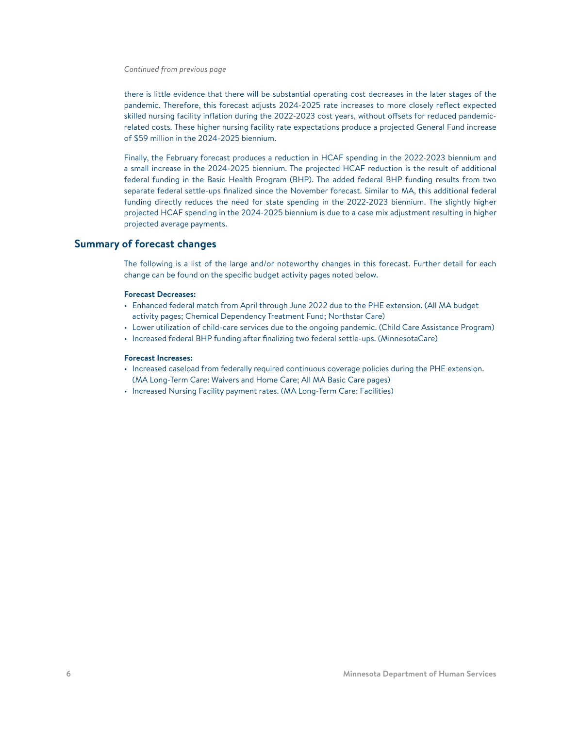*Continued from previous page*

there is little evidence that there will be substantial operating cost decreases in the later stages of the pandemic. Therefore, this forecast adjusts 2024-2025 rate increases to more closely reflect expected skilled nursing facility inflation during the 2022-2023 cost years, without offsets for reduced pandemic-related costs. These higher nursing facility rate expectations produce a projected General Fund increase of $59 million in the 2024-2025 biennium.

Finally, the February forecast produces a reduction in HCAF spending in the 2022-2023 biennium and a small increase in the 2024-2025 biennium. The projected HCAF reduction is the result of additional federal funding in the Basic Health Program (BHP). The added federal BHP funding results from two separate federal settle-ups finalized since the November forecast. Similar to MA, this additional federal funding directly reduces the need for state spending in the 2022-2023 biennium. The slightly higher projected HCAF spending in the 2024-2025 biennium is due to a case mix adjustment resulting in higher projected average payments.

## Summary of forecast changes

The following is a list of the large and/or noteworthy changes in this forecast. Further detail for each change can be found on the specific budget activity pages noted below.

**Forecast Decreases:**

- Enhanced federal match from April through June 2022 due to the PHE extension. (All MA budget activity pages; Chemical Dependency Treatment Fund; Northstar Care)
- Lower utilization of child-care services due to the ongoing pandemic. (Child Care Assistance Program)
- Increased federal BHP funding after finalizing two federal settle-ups. (MinnesotaCare)

**Forecast Increases:**

- Increased caseload from federally required continuous coverage policies during the PHE extension. (MA Long-Term Care: Waivers and Home Care; All MA Basic Care pages)
- Increased Nursing Facility payment rates. (MA Long-Term Care: Facilities)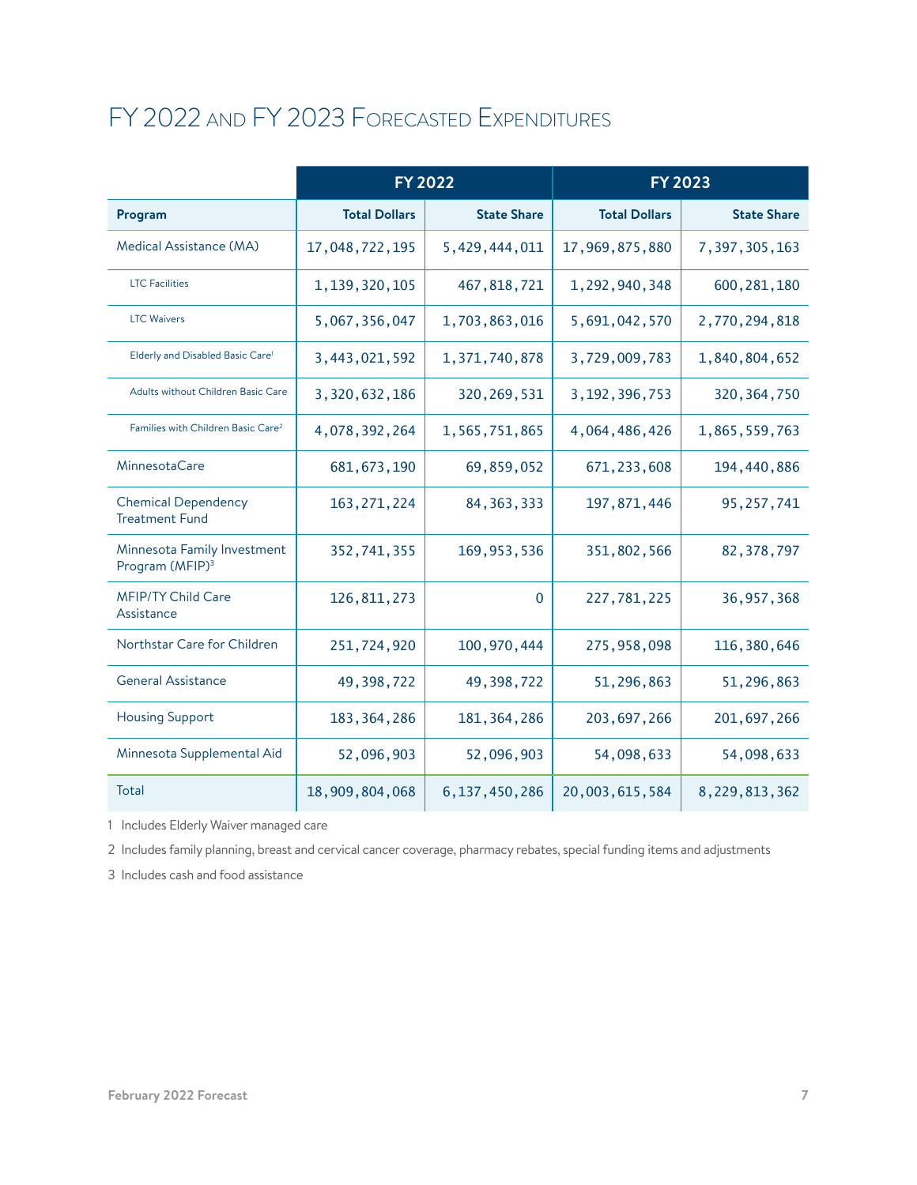# FY 2022 and FY 2023 Forecasted Expenditures

| | FY 2022 | | FY 2023 | |
|---|---|---|---|---|
| **Program** | **Total Dollars** | **State Share** | **Total Dollars** | **State Share** |
| Medical Assistance (MA) | 17,048,722,195 | 5,429,444,011 | 17,969,875,880 | 7,397,305,163 |
| LTC Facilities | 1,139,320,105 | 467,818,721 | 1,292,940,348 | 600,281,180 |
| LTC Waivers | 5,067,356,047 | 1,703,863,016 | 5,691,042,570 | 2,770,294,818 |
| Elderly and Disabled Basic Care[1] | 3,443,021,592 | 1,371,740,878 | 3,729,009,783 | 1,840,804,652 |
| Adults without Children Basic Care | 3,320,632,186 | 320,269,531 | 3,192,396,753 | 320,364,750 |
| Families with Children Basic Care[2] | 4,078,392,264 | 1,565,751,865 | 4,064,486,426 | 1,865,559,763 |
| MinnesotaCare | 681,673,190 | 69,859,052 | 671,233,608 | 194,440,886 |
| Chemical Dependency Treatment Fund | 163,271,224 | 84,363,333 | 197,871,446 | 95,257,741 |
| Minnesota Family Investment Program (MFIP)[3] | 352,741,355 | 169,953,536 | 351,802,566 | 82,378,797 |
| MFIP/TY Child Care Assistance | 126,811,273 | 0 | 227,781,225 | 36,957,368 |
| Northstar Care for Children | 251,724,920 | 100,970,444 | 275,958,098 | 116,380,646 |
| General Assistance | 49,398,722 | 49,398,722 | 51,296,863 | 51,296,863 |
| Housing Support | 183,364,286 | 181,364,286 | 203,697,266 | 201,697,266 |
| Minnesota Supplemental Aid | 52,096,903 | 52,096,903 | 54,098,633 | 54,098,633 |
| Total | 18,909,804,068 | 6,137,450,286 | 20,003,615,584 | 8,229,813,362 |

1 Includes Elderly Waiver managed care

2 Includes family planning, breast and cervical cancer coverage, pharmacy rebates, special funding items and adjustments

3 Includes cash and food assistance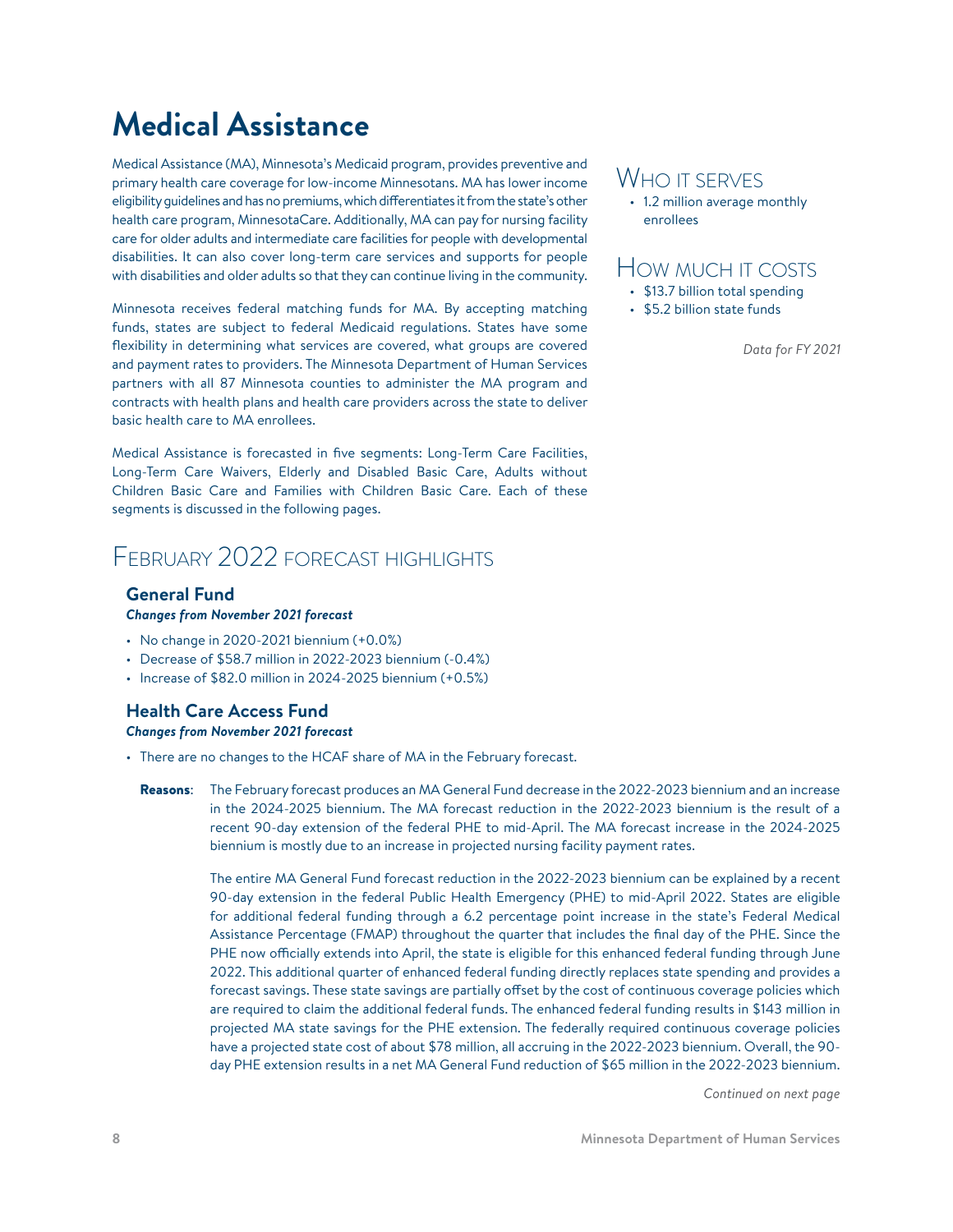# Medical Assistance

Medical Assistance (MA), Minnesota's Medicaid program, provides preventive and primary health care coverage for low-income Minnesotans. MA has lower income eligibility guidelines and has no premiums, which differentiates it from the state's other health care program, MinnesotaCare. Additionally, MA can pay for nursing facility care for older adults and intermediate care facilities for people with developmental disabilities. It can also cover long-term care services and supports for people with disabilities and older adults so that they can continue living in the community.

Minnesota receives federal matching funds for MA. By accepting matching funds, states are subject to federal Medicaid regulations. States have some flexibility in determining what services are covered, what groups are covered and payment rates to providers. The Minnesota Department of Human Services partners with all 87 Minnesota counties to administer the MA program and contracts with health plans and health care providers across the state to deliver basic health care to MA enrollees.

Medical Assistance is forecasted in five segments: Long-Term Care Facilities, Long-Term Care Waivers, Elderly and Disabled Basic Care, Adults without Children Basic Care and Families with Children Basic Care. Each of these segments is discussed in the following pages.

## Who it serves

- 1.2 million average monthly enrollees

## How much it costs

- $13.7 billion total spending
- $5.2 billion state funds

*Data for FY 2021*

## February 2022 forecast highlights

### General Fund

***Changes from November 2021 forecast***

- No change in 2020-2021 biennium (+0.0%)
- Decrease of $58.7 million in 2022-2023 biennium (-0.4%)
- Increase of $82.0 million in 2024-2025 biennium (+0.5%)

### Health Care Access Fund

***Changes from November 2021 forecast***

- There are no changes to the HCAF share of MA in the February forecast.

**Reasons**: The February forecast produces an MA General Fund decrease in the 2022-2023 biennium and an increase in the 2024-2025 biennium. The MA forecast reduction in the 2022-2023 biennium is the result of a recent 90-day extension of the federal PHE to mid-April. The MA forecast increase in the 2024-2025 biennium is mostly due to an increase in projected nursing facility payment rates.

The entire MA General Fund forecast reduction in the 2022-2023 biennium can be explained by a recent 90-day extension in the federal Public Health Emergency (PHE) to mid-April 2022. States are eligible for additional federal funding through a 6.2 percentage point increase in the state's Federal Medical Assistance Percentage (FMAP) throughout the quarter that includes the final day of the PHE. Since the PHE now officially extends into April, the state is eligible for this enhanced federal funding through June 2022. This additional quarter of enhanced federal funding directly replaces state spending and provides a forecast savings. These state savings are partially offset by the cost of continuous coverage policies which are required to claim the additional federal funds. The enhanced federal funding results in $143 million in projected MA state savings for the PHE extension. The federally required continuous coverage policies have a projected state cost of about $78 million, all accruing in the 2022-2023 biennium. Overall, the 90-day PHE extension results in a net MA General Fund reduction of $65 million in the 2022-2023 biennium.

*Continued on next page*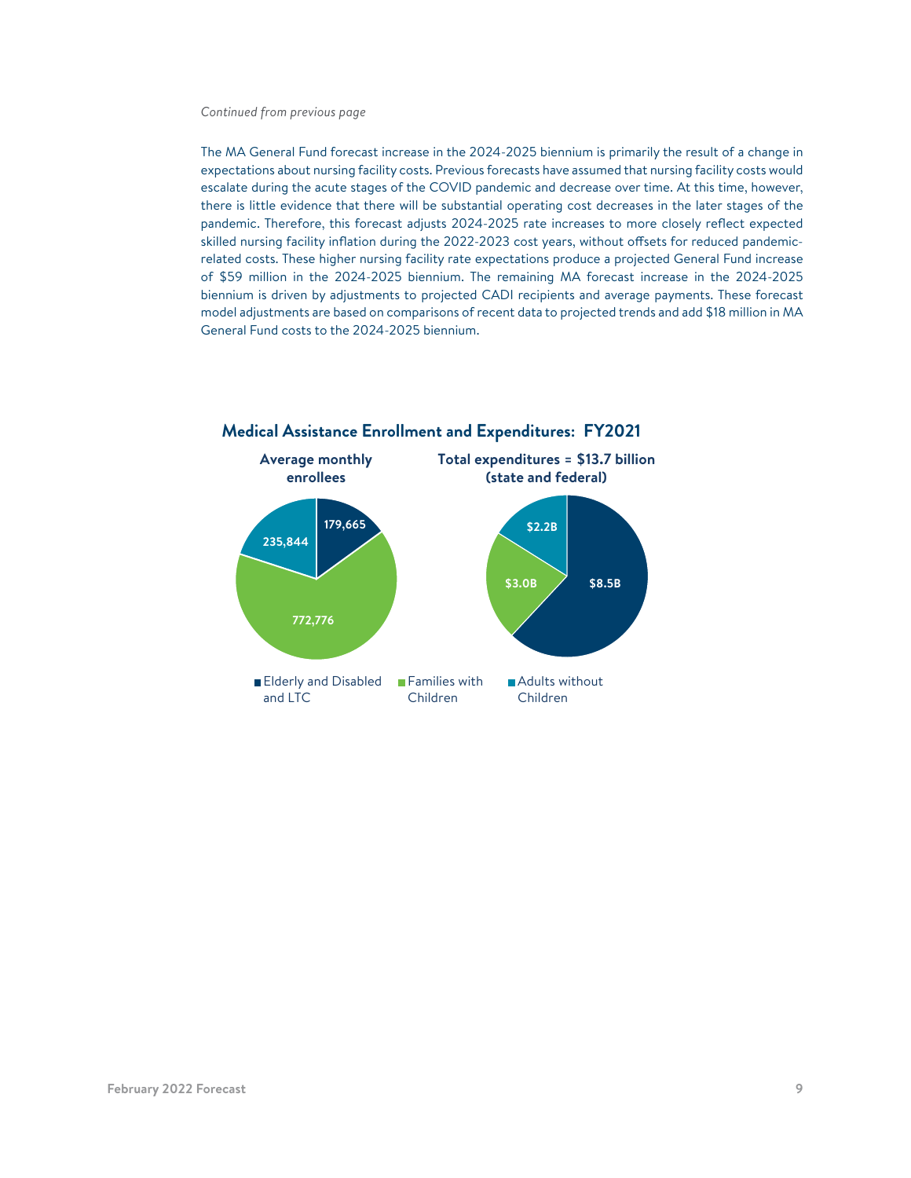*Continued from previous page*

The MA General Fund forecast increase in the 2024-2025 biennium is primarily the result of a change in expectations about nursing facility costs. Previous forecasts have assumed that nursing facility costs would escalate during the acute stages of the COVID pandemic and decrease over time. At this time, however, there is little evidence that there will be substantial operating cost decreases in the later stages of the pandemic. Therefore, this forecast adjusts 2024-2025 rate increases to more closely reflect expected skilled nursing facility inflation during the 2022-2023 cost years, without offsets for reduced pandemic-related costs. These higher nursing facility rate expectations produce a projected General Fund increase of $59 million in the 2024-2025 biennium. The remaining MA forecast increase in the 2024-2025 biennium is driven by adjustments to projected CADI recipients and average payments. These forecast model adjustments are based on comparisons of recent data to projected trends and add $18 million in MA General Fund costs to the 2024-2025 biennium.

## Medical Assistance Enrollment and Expenditures: FY2021

**Average monthly enrollees**

**Total expenditures = $13.7 billion (state and federal)**

| Category | Average monthly enrollees | Total expenditures |
|---|---|---|
| Elderly and Disabled and LTC | 179,665 | $8.5B |
| Families with Children | 772,776 | $3.0B |
| Adults without Children | 235,844 | $2.2B |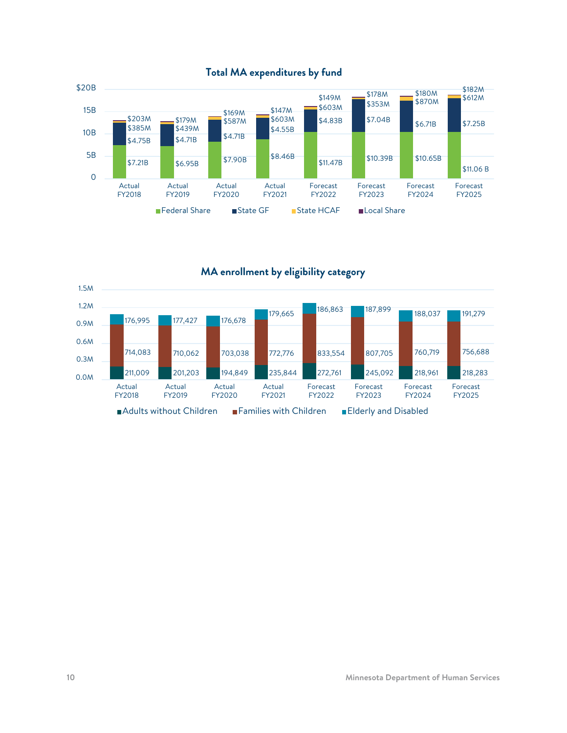## Total MA expenditures by fund

| | Actual FY2018 | Actual FY2019 | Actual FY2020 | Actual FY2021 | Forecast FY2022 | Forecast FY2023 | Forecast FY2024 | Forecast FY2025 |
|---|---|---|---|---|---|---|---|---|
| Federal Share | $7.21B | $6.95B | $7.90B | $8.46B | $11.47B | $10.39B | $10.65B | $11.06 B |
| State GF | $4.75B | $4.71B | $4.71B | $4.55B | $4.83B | $7.04B | $6.71B | $7.25B |
| State HCAF | $385M | $439M | $587M | $603M | $603M | $353M | $870M | $612M |
| Local Share | $203M | $179M | $169M | $147M | $149M | $178M | $180M | $182M |

## MA enrollment by eligibility category

| | Actual FY2018 | Actual FY2019 | Actual FY2020 | Actual FY2021 | Forecast FY2022 | Forecast FY2023 | Forecast FY2024 | Forecast FY2025 |
|---|---|---|---|---|---|---|---|---|
| Adults without Children | 211,009 | 201,203 | 194,849 | 235,844 | 272,761 | 245,092 | 218,961 | 218,283 |
| Families with Children | 714,083 | 710,062 | 703,038 | 772,776 | 833,554 | 807,705 | 760,719 | 756,688 |
| Elderly and Disabled | 176,995 | 177,427 | 176,678 | 179,665 | 186,863 | 187,899 | 188,037 | 191,279 |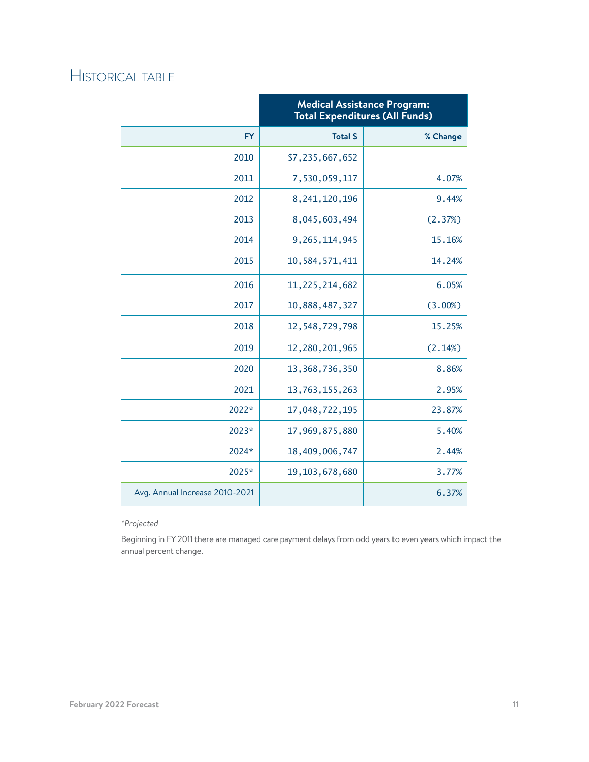## Historical Table

| | Medical Assistance Program: Total Expenditures (All Funds) | |
|---:|---:|---:|
| FY | Total $ | % Change |
| 2010 | $7,235,667,652 | |
| 2011 | 7,530,059,117 | 4.07% |
| 2012 | 8,241,120,196 | 9.44% |
| 2013 | 8,045,603,494 | (2.37%) |
| 2014 | 9,265,114,945 | 15.16% |
| 2015 | 10,584,571,411 | 14.24% |
| 2016 | 11,225,214,682 | 6.05% |
| 2017 | 10,888,487,327 | (3.00%) |
| 2018 | 12,548,729,798 | 15.25% |
| 2019 | 12,280,201,965 | (2.14%) |
| 2020 | 13,368,736,350 | 8.86% |
| 2021 | 13,763,155,263 | 2.95% |
| 2022* | 17,048,722,195 | 23.87% |
| 2023* | 17,969,875,880 | 5.40% |
| 2024* | 18,409,006,747 | 2.44% |
| 2025* | 19,103,678,680 | 3.77% |
| Avg. Annual Increase 2010-2021 | | 6.37% |

*\*Projected*

Beginning in FY 2011 there are managed care payment delays from odd years to even years which impact the annual percent change.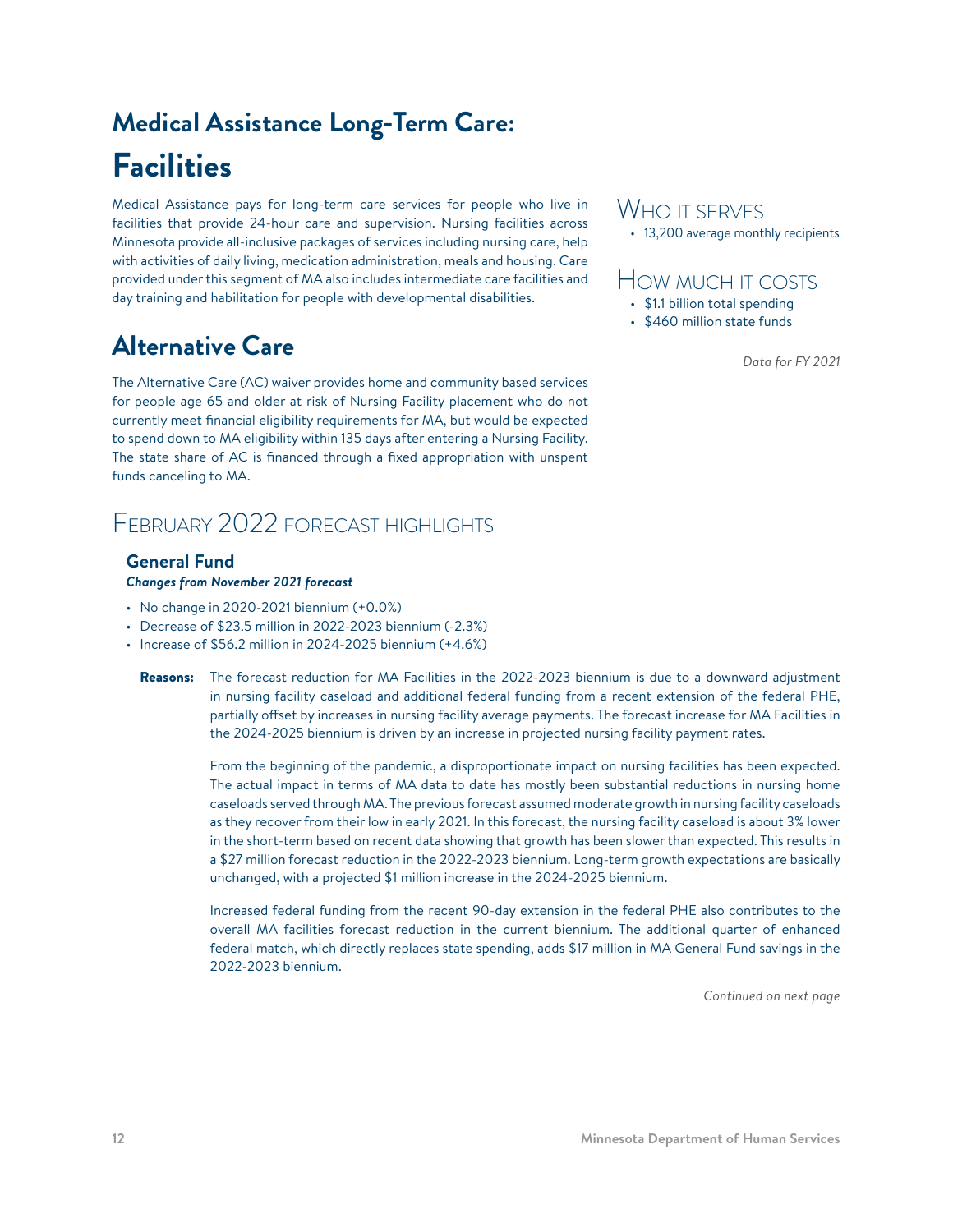# Medical Assistance Long-Term Care: Facilities

Medical Assistance pays for long-term care services for people who live in facilities that provide 24-hour care and supervision. Nursing facilities across Minnesota provide all-inclusive packages of services including nursing care, help with activities of daily living, medication administration, meals and housing. Care provided under this segment of MA also includes intermediate care facilities and day training and habilitation for people with developmental disabilities.

## Alternative Care

The Alternative Care (AC) waiver provides home and community based services for people age 65 and older at risk of Nursing Facility placement who do not currently meet financial eligibility requirements for MA, but would be expected to spend down to MA eligibility within 135 days after entering a Nursing Facility. The state share of AC is financed through a fixed appropriation with unspent funds canceling to MA.

## Who it serves

- 13,200 average monthly recipients

## How much it costs

- $1.1 billion total spending
- $460 million state funds

*Data for FY 2021*

## February 2022 forecast highlights

### General Fund

***Changes from November 2021 forecast***

- No change in 2020-2021 biennium (+0.0%)
- Decrease of $23.5 million in 2022-2023 biennium (-2.3%)
- Increase of $56.2 million in 2024-2025 biennium (+4.6%)

**Reasons:** The forecast reduction for MA Facilities in the 2022-2023 biennium is due to a downward adjustment in nursing facility caseload and additional federal funding from a recent extension of the federal PHE, partially offset by increases in nursing facility average payments. The forecast increase for MA Facilities in the 2024-2025 biennium is driven by an increase in projected nursing facility payment rates.

From the beginning of the pandemic, a disproportionate impact on nursing facilities has been expected. The actual impact in terms of MA data to date has mostly been substantial reductions in nursing home caseloads served through MA. The previous forecast assumed moderate growth in nursing facility caseloads as they recover from their low in early 2021. In this forecast, the nursing facility caseload is about 3% lower in the short-term based on recent data showing that growth has been slower than expected. This results in a $27 million forecast reduction in the 2022-2023 biennium. Long-term growth expectations are basically unchanged, with a projected $1 million increase in the 2024-2025 biennium.

Increased federal funding from the recent 90-day extension in the federal PHE also contributes to the overall MA facilities forecast reduction in the current biennium. The additional quarter of enhanced federal match, which directly replaces state spending, adds $17 million in MA General Fund savings in the 2022-2023 biennium.

*Continued on next page*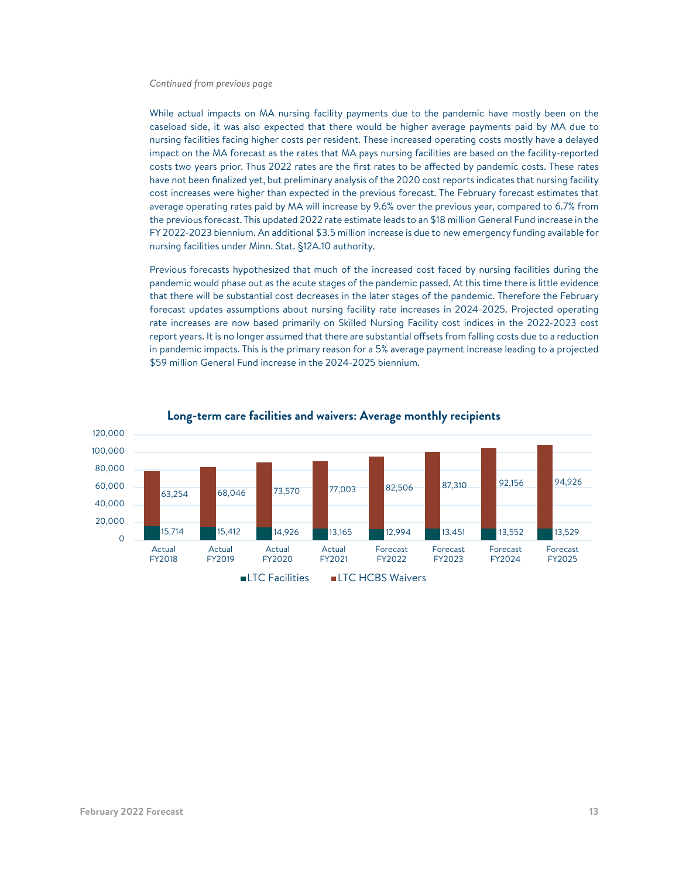*Continued from previous page*

While actual impacts on MA nursing facility payments due to the pandemic have mostly been on the caseload side, it was also expected that there would be higher average payments paid by MA due to nursing facilities facing higher costs per resident. These increased operating costs mostly have a delayed impact on the MA forecast as the rates that MA pays nursing facilities are based on the facility-reported costs two years prior. Thus 2022 rates are the first rates to be affected by pandemic costs. These rates have not been finalized yet, but preliminary analysis of the 2020 cost reports indicates that nursing facility cost increases were higher than expected in the previous forecast. The February forecast estimates that average operating rates paid by MA will increase by 9.6% over the previous year, compared to 6.7% from the previous forecast. This updated 2022 rate estimate leads to an $18 million General Fund increase in the FY 2022-2023 biennium. An additional $3.5 million increase is due to new emergency funding available for nursing facilities under Minn. Stat. §12A.10 authority.

Previous forecasts hypothesized that much of the increased cost faced by nursing facilities during the pandemic would phase out as the acute stages of the pandemic passed. At this time there is little evidence that there will be substantial cost decreases in the later stages of the pandemic. Therefore the February forecast updates assumptions about nursing facility rate increases in 2024-2025. Projected operating rate increases are now based primarily on Skilled Nursing Facility cost indices in the 2022-2023 cost report years. It is no longer assumed that there are substantial offsets from falling costs due to a reduction in pandemic impacts. This is the primary reason for a 5% average payment increase leading to a projected $59 million General Fund increase in the 2024-2025 biennium.

**Long-term care facilities and waivers: Average monthly recipients**

| | Actual FY2018 | Actual FY2019 | Actual FY2020 | Actual FY2021 | Forecast FY2022 | Forecast FY2023 | Forecast FY2024 | Forecast FY2025 |
|---|---|---|---|---|---|---|---|---|
| LTC Facilities | 15,714 | 15,412 | 14,926 | 13,165 | 12,994 | 13,451 | 13,552 | 13,529 |
| LTC HCBS Waivers | 63,254 | 68,046 | 73,570 | 77,003 | 82,506 | 87,310 | 92,156 | 94,926 |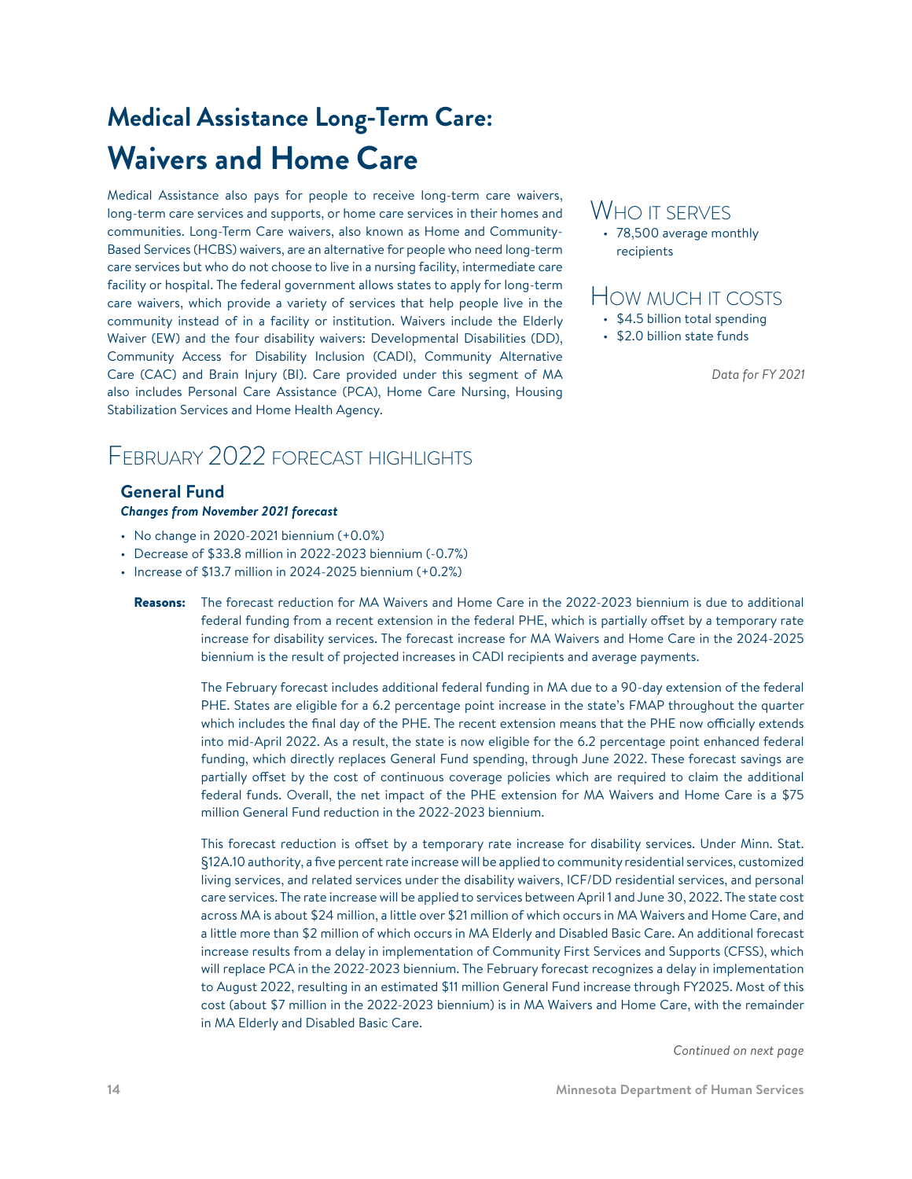# Medical Assistance Long-Term Care:

# Waivers and Home Care

Medical Assistance also pays for people to receive long-term care waivers, long-term care services and supports, or home care services in their homes and communities. Long-Term Care waivers, also known as Home and Community-Based Services (HCBS) waivers, are an alternative for people who need long-term care services but who do not choose to live in a nursing facility, intermediate care facility or hospital. The federal government allows states to apply for long-term care waivers, which provide a variety of services that help people live in the community instead of in a facility or institution. Waivers include the Elderly Waiver (EW) and the four disability waivers: Developmental Disabilities (DD), Community Access for Disability Inclusion (CADI), Community Alternative Care (CAC) and Brain Injury (BI). Care provided under this segment of MA also includes Personal Care Assistance (PCA), Home Care Nursing, Housing Stabilization Services and Home Health Agency.

## Who it serves

- 78,500 average monthly recipients

## How much it costs

- $4.5 billion total spending
- $2.0 billion state funds

*Data for FY 2021*

## February 2022 forecast highlights

### General Fund

***Changes from November 2021 forecast***

- No change in 2020-2021 biennium (+0.0%)
- Decrease of $33.8 million in 2022-2023 biennium (-0.7%)
- Increase of $13.7 million in 2024-2025 biennium (+0.2%)

**Reasons:** The forecast reduction for MA Waivers and Home Care in the 2022-2023 biennium is due to additional federal funding from a recent extension in the federal PHE, which is partially offset by a temporary rate increase for disability services. The forecast increase for MA Waivers and Home Care in the 2024-2025 biennium is the result of projected increases in CADI recipients and average payments.

The February forecast includes additional federal funding in MA due to a 90-day extension of the federal PHE. States are eligible for a 6.2 percentage point increase in the state's FMAP throughout the quarter which includes the final day of the PHE. The recent extension means that the PHE now officially extends into mid-April 2022. As a result, the state is now eligible for the 6.2 percentage point enhanced federal funding, which directly replaces General Fund spending, through June 2022. These forecast savings are partially offset by the cost of continuous coverage policies which are required to claim the additional federal funds. Overall, the net impact of the PHE extension for MA Waivers and Home Care is a $75 million General Fund reduction in the 2022-2023 biennium.

This forecast reduction is offset by a temporary rate increase for disability services. Under Minn. Stat. §12A.10 authority, a five percent rate increase will be applied to community residential services, customized living services, and related services under the disability waivers, ICF/DD residential services, and personal care services. The rate increase will be applied to services between April 1 and June 30, 2022. The state cost across MA is about $24 million, a little over $21 million of which occurs in MA Waivers and Home Care, and a little more than $2 million of which occurs in MA Elderly and Disabled Basic Care. An additional forecast increase results from a delay in implementation of Community First Services and Supports (CFSS), which will replace PCA in the 2022-2023 biennium. The February forecast recognizes a delay in implementation to August 2022, resulting in an estimated $11 million General Fund increase through FY2025. Most of this cost (about $7 million in the 2022-2023 biennium) is in MA Waivers and Home Care, with the remainder in MA Elderly and Disabled Basic Care.

*Continued on next page*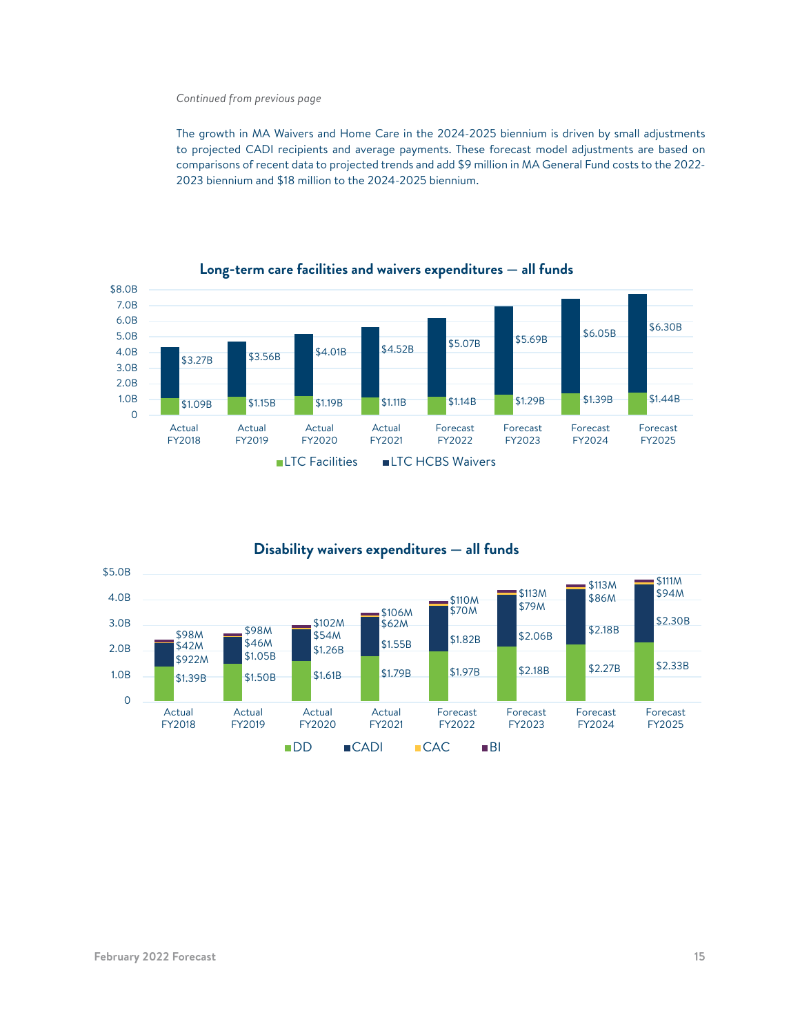*Continued from previous page*

The growth in MA Waivers and Home Care in the 2024-2025 biennium is driven by small adjustments to projected CADI recipients and average payments. These forecast model adjustments are based on comparisons of recent data to projected trends and add $9 million in MA General Fund costs to the 2022-2023 biennium and $18 million to the 2024-2025 biennium.

## Long-term care facilities and waivers expenditures — all funds

| | Actual FY2018 | Actual FY2019 | Actual FY2020 | Actual FY2021 | Forecast FY2022 | Forecast FY2023 | Forecast FY2024 | Forecast FY2025 |
|---|---|---|---|---|---|---|---|---|
| LTC Facilities | $1.09B | $1.15B | $1.19B | $1.11B | $1.14B | $1.29B | $1.39B | $1.44B |
| LTC HCBS Waivers | $3.27B | $3.56B | $4.01B | $4.52B | $5.07B | $5.69B | $6.05B | $6.30B |

## Disability waivers expenditures — all funds

| | Actual FY2018 | Actual FY2019 | Actual FY2020 | Actual FY2021 | Forecast FY2022 | Forecast FY2023 | Forecast FY2024 | Forecast FY2025 |
|---|---|---|---|---|---|---|---|---|
| DD | $1.39B | $1.50B | $1.61B | $1.79B | $1.97B | $2.18B | $2.27B | $2.33B |
| CADI | $922M | $1.05B | $1.26B | $1.55B | $1.82B | $2.06B | $2.18B | $2.30B |
| CAC | $42M | $46M | $54M | $62M | $70M | $79M | $86M | $94M |
| BI | $98M | $98M | $102M | $106M | $110M | $113M | $113M | $111M |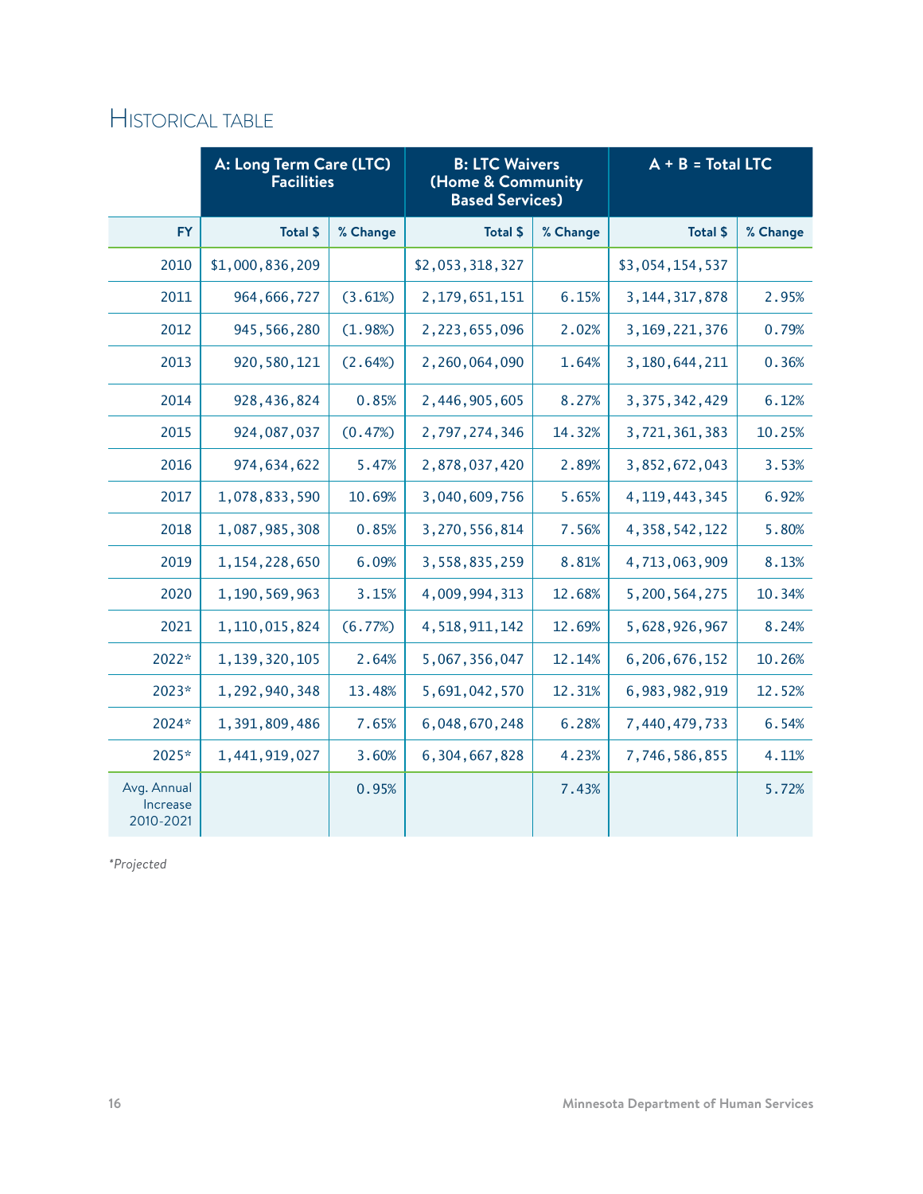## Historical table

| | A: Long Term Care (LTC) Facilities | | B: LTC Waivers (Home & Community Based Services) | | A + B = Total LTC | |
|---|---|---|---|---|---|---|
| FY | Total $ | % Change | Total $ | % Change | Total $ | % Change |
| 2010 | $1,000,836,209 | | $2,053,318,327 | | $3,054,154,537 | |
| 2011 | 964,666,727 | (3.61%) | 2,179,651,151 | 6.15% | 3,144,317,878 | 2.95% |
| 2012 | 945,566,280 | (1.98%) | 2,223,655,096 | 2.02% | 3,169,221,376 | 0.79% |
| 2013 | 920,580,121 | (2.64%) | 2,260,064,090 | 1.64% | 3,180,644,211 | 0.36% |
| 2014 | 928,436,824 | 0.85% | 2,446,905,605 | 8.27% | 3,375,342,429 | 6.12% |
| 2015 | 924,087,037 | (0.47%) | 2,797,274,346 | 14.32% | 3,721,361,383 | 10.25% |
| 2016 | 974,634,622 | 5.47% | 2,878,037,420 | 2.89% | 3,852,672,043 | 3.53% |
| 2017 | 1,078,833,590 | 10.69% | 3,040,609,756 | 5.65% | 4,119,443,345 | 6.92% |
| 2018 | 1,087,985,308 | 0.85% | 3,270,556,814 | 7.56% | 4,358,542,122 | 5.80% |
| 2019 | 1,154,228,650 | 6.09% | 3,558,835,259 | 8.81% | 4,713,063,909 | 8.13% |
| 2020 | 1,190,569,963 | 3.15% | 4,009,994,313 | 12.68% | 5,200,564,275 | 10.34% |
| 2021 | 1,110,015,824 | (6.77%) | 4,518,911,142 | 12.69% | 5,628,926,967 | 8.24% |
| 2022* | 1,139,320,105 | 2.64% | 5,067,356,047 | 12.14% | 6,206,676,152 | 10.26% |
| 2023* | 1,292,940,348 | 13.48% | 5,691,042,570 | 12.31% | 6,983,982,919 | 12.52% |
| 2024* | 1,391,809,486 | 7.65% | 6,048,670,248 | 6.28% | 7,440,479,733 | 6.54% |
| 2025* | 1,441,919,027 | 3.60% | 6,304,667,828 | 4.23% | 7,746,586,855 | 4.11% |
| Avg. Annual Increase 2010-2021 | | 0.95% | | 7.43% | | 5.72% |

*Projected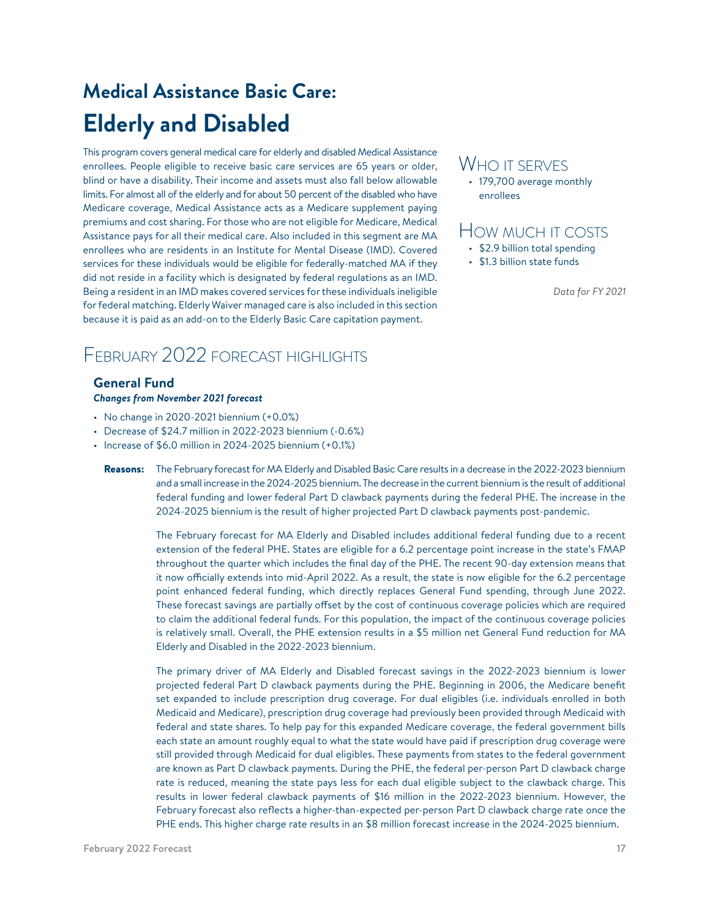# Medical Assistance Basic Care:

# Elderly and Disabled

This program covers general medical care for elderly and disabled Medical Assistance enrollees. People eligible to receive basic care services are 65 years or older, blind or have a disability. Their income and assets must also fall below allowable limits. For almost all of the elderly and for about 50 percent of the disabled who have Medicare coverage, Medical Assistance acts as a Medicare supplement paying premiums and cost sharing. For those who are not eligible for Medicare, Medical Assistance pays for all their medical care. Also included in this segment are MA enrollees who are residents in an Institute for Mental Disease (IMD). Covered services for these individuals would be eligible for federally-matched MA if they did not reside in a facility which is designated by federal regulations as an IMD. Being a resident in an IMD makes covered services for these individuals ineligible for federal matching. Elderly Waiver managed care is also included in this section because it is paid as an add-on to the Elderly Basic Care capitation payment.

## Who it serves

- 179,700 average monthly enrollees

## How much it costs

- $2.9 billion total spending
- $1.3 billion state funds

*Data for FY 2021*

## February 2022 forecast highlights

### General Fund

***Changes from November 2021 forecast***

- No change in 2020-2021 biennium (+0.0%)
- Decrease of $24.7 million in 2022-2023 biennium (-0.6%)
- Increase of $6.0 million in 2024-2025 biennium (+0.1%)

**Reasons:** The February forecast for MA Elderly and Disabled Basic Care results in a decrease in the 2022-2023 biennium and a small increase in the 2024-2025 biennium. The decrease in the current biennium is the result of additional federal funding and lower federal Part D clawback payments during the federal PHE. The increase in the 2024-2025 biennium is the result of higher projected Part D clawback payments post-pandemic.

The February forecast for MA Elderly and Disabled includes additional federal funding due to a recent extension of the federal PHE. States are eligible for a 6.2 percentage point increase in the state's FMAP throughout the quarter which includes the final day of the PHE. The recent 90-day extension means that it now officially extends into mid-April 2022. As a result, the state is now eligible for the 6.2 percentage point enhanced federal funding, which directly replaces General Fund spending, through June 2022. These forecast savings are partially offset by the cost of continuous coverage policies which are required to claim the additional federal funds. For this population, the impact of the continuous coverage policies is relatively small. Overall, the PHE extension results in a $5 million net General Fund reduction for MA Elderly and Disabled in the 2022-2023 biennium.

The primary driver of MA Elderly and Disabled forecast savings in the 2022-2023 biennium is lower projected federal Part D clawback payments during the PHE. Beginning in 2006, the Medicare benefit set expanded to include prescription drug coverage. For dual eligibles (i.e. individuals enrolled in both Medicaid and Medicare), prescription drug coverage had previously been provided through Medicaid with federal and state shares. To help pay for this expanded Medicare coverage, the federal government bills each state an amount roughly equal to what the state would have paid if prescription drug coverage were still provided through Medicaid for dual eligibles. These payments from states to the federal government are known as Part D clawback payments. During the PHE, the federal per-person Part D clawback charge rate is reduced, meaning the state pays less for each dual eligible subject to the clawback charge. This results in lower federal clawback payments of $16 million in the 2022-2023 biennium. However, the February forecast also reflects a higher-than-expected per-person Part D clawback charge rate once the PHE ends. This higher charge rate results in an $8 million forecast increase in the 2024-2025 biennium.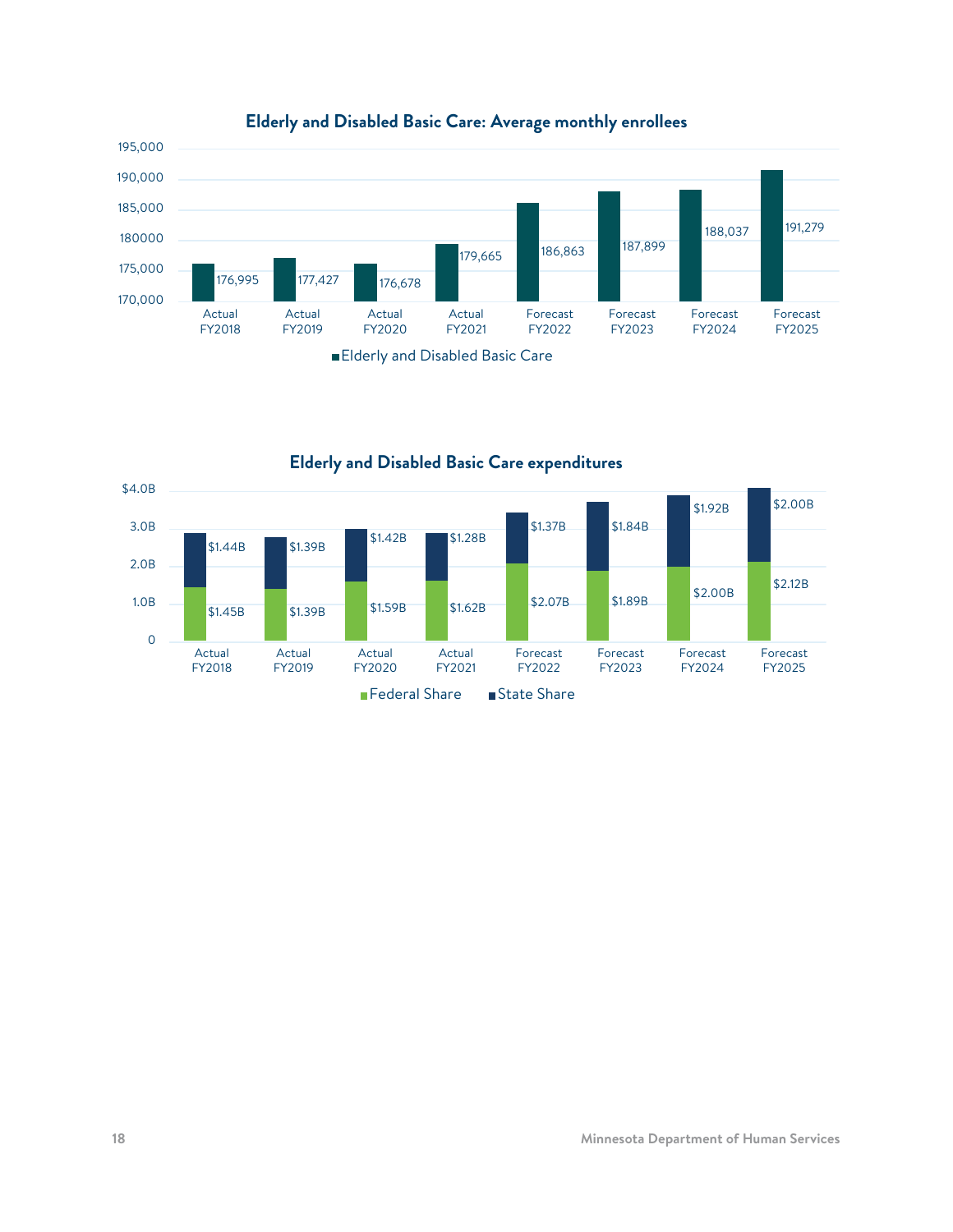**Elderly and Disabled Basic Care: Average monthly enrollees**

| | Actual FY2018 | Actual FY2019 | Actual FY2020 | Actual FY2021 | Forecast FY2022 | Forecast FY2023 | Forecast FY2024 | Forecast FY2025 |
|---|---|---|---|---|---|---|---|---|
| Elderly and Disabled Basic Care | 176,995 | 177,427 | 176,678 | 179,665 | 186,863 | 187,899 | 188,037 | 191,279 |

**Elderly and Disabled Basic Care expenditures**

| | Actual FY2018 | Actual FY2019 | Actual FY2020 | Actual FY2021 | Forecast FY2022 | Forecast FY2023 | Forecast FY2024 | Forecast FY2025 |
|---|---|---|---|---|---|---|---|---|
| Federal Share | $1.45B | $1.39B | $1.59B | $1.62B | $2.07B | $1.89B | $2.00B | $2.12B |
| State Share | $1.44B | $1.39B | $1.42B | $1.28B | $1.37B | $1.84B | $1.92B | $2.00B |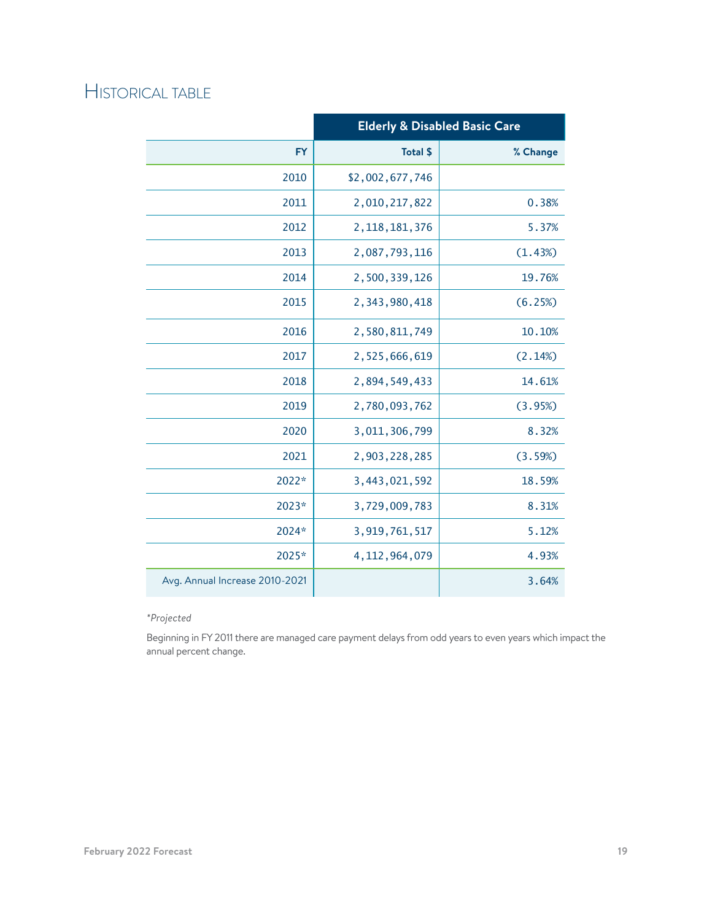## Historical table

| | Elderly & Disabled Basic Care | |
|---|---|---|
| FY | Total $ | % Change |
| 2010 | $2,002,677,746 | |
| 2011 | 2,010,217,822 | 0.38% |
| 2012 | 2,118,181,376 | 5.37% |
| 2013 | 2,087,793,116 | (1.43%) |
| 2014 | 2,500,339,126 | 19.76% |
| 2015 | 2,343,980,418 | (6.25%) |
| 2016 | 2,580,811,749 | 10.10% |
| 2017 | 2,525,666,619 | (2.14%) |
| 2018 | 2,894,549,433 | 14.61% |
| 2019 | 2,780,093,762 | (3.95%) |
| 2020 | 3,011,306,799 | 8.32% |
| 2021 | 2,903,228,285 | (3.59%) |
| 2022* | 3,443,021,592 | 18.59% |
| 2023* | 3,729,009,783 | 8.31% |
| 2024* | 3,919,761,517 | 5.12% |
| 2025* | 4,112,964,079 | 4.93% |
| Avg. Annual Increase 2010-2021 | | 3.64% |

*\*Projected*

Beginning in FY 2011 there are managed care payment delays from odd years to even years which impact the annual percent change.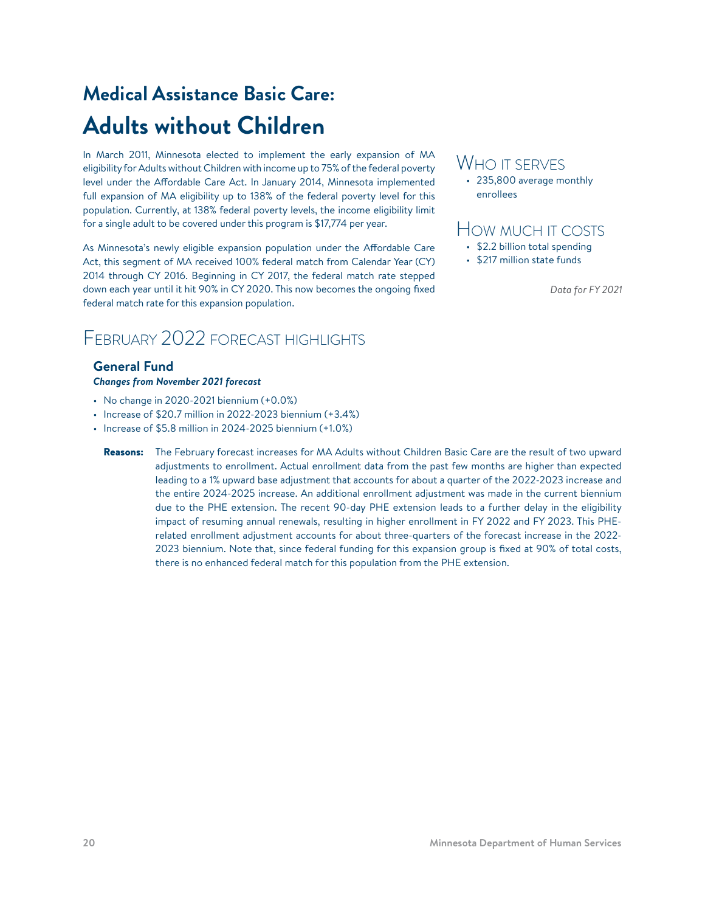# Medical Assistance Basic Care:
# Adults without Children

In March 2011, Minnesota elected to implement the early expansion of MA eligibility for Adults without Children with income up to 75% of the federal poverty level under the Affordable Care Act. In January 2014, Minnesota implemented full expansion of MA eligibility up to 138% of the federal poverty level for this population. Currently, at 138% federal poverty levels, the income eligibility limit for a single adult to be covered under this program is $17,774 per year.

As Minnesota's newly eligible expansion population under the Affordable Care Act, this segment of MA received 100% federal match from Calendar Year (CY) 2014 through CY 2016. Beginning in CY 2017, the federal match rate stepped down each year until it hit 90% in CY 2020. This now becomes the ongoing fixed federal match rate for this expansion population.

## Who it serves

- 235,800 average monthly enrollees

## How much it costs

- $2.2 billion total spending
- $217 million state funds

*Data for FY 2021*

## February 2022 forecast highlights

### General Fund

***Changes from November 2021 forecast***

- No change in 2020-2021 biennium (+0.0%)
- Increase of $20.7 million in 2022-2023 biennium (+3.4%)
- Increase of $5.8 million in 2024-2025 biennium (+1.0%)

**Reasons:** The February forecast increases for MA Adults without Children Basic Care are the result of two upward adjustments to enrollment. Actual enrollment data from the past few months are higher than expected leading to a 1% upward base adjustment that accounts for about a quarter of the 2022-2023 increase and the entire 2024-2025 increase. An additional enrollment adjustment was made in the current biennium due to the PHE extension. The recent 90-day PHE extension leads to a further delay in the eligibility impact of resuming annual renewals, resulting in higher enrollment in FY 2022 and FY 2023. This PHE-related enrollment adjustment accounts for about three-quarters of the forecast increase in the 2022-2023 biennium. Note that, since federal funding for this expansion group is fixed at 90% of total costs, there is no enhanced federal match for this population from the PHE extension.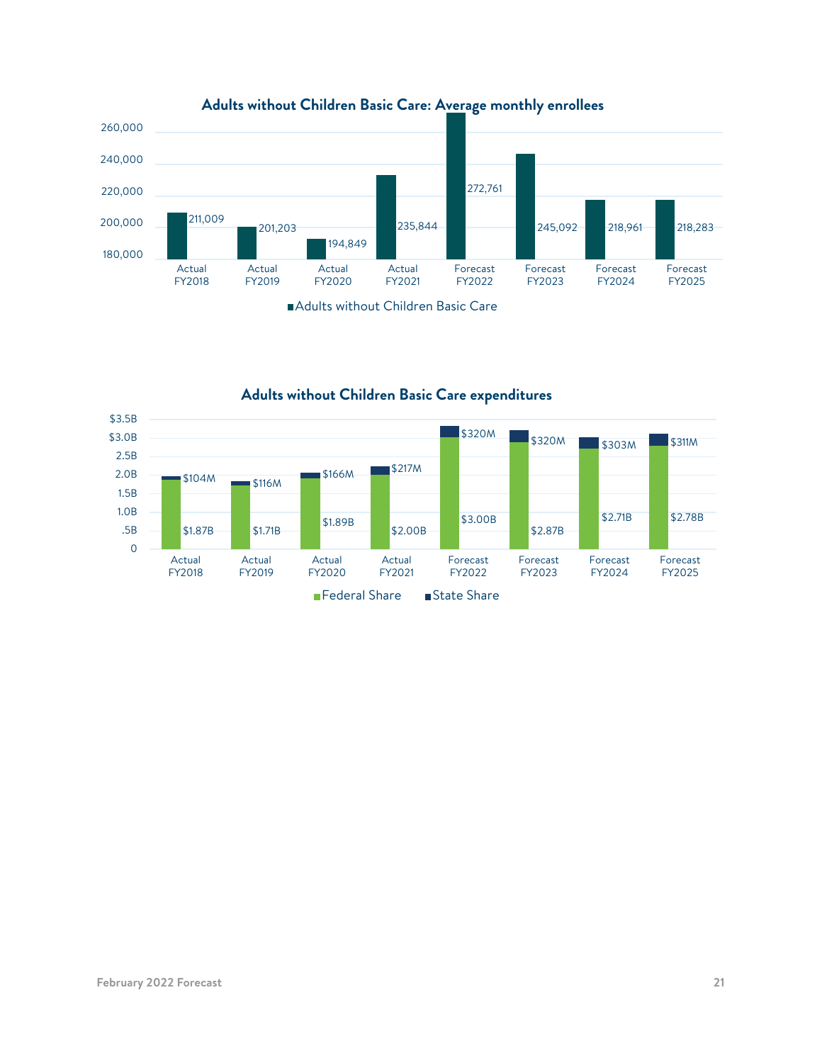## Adults without Children Basic Care: Average monthly enrollees

| | Actual FY2018 | Actual FY2019 | Actual FY2020 | Actual FY2021 | Forecast FY2022 | Forecast FY2023 | Forecast FY2024 | Forecast FY2025 |
|---|---|---|---|---|---|---|---|---|
| Adults without Children Basic Care | 211,009 | 201,203 | 194,849 | 235,844 | 272,761 | 245,092 | 218,961 | 218,283 |

## Adults without Children Basic Care expenditures

| | Actual FY2018 | Actual FY2019 | Actual FY2020 | Actual FY2021 | Forecast FY2022 | Forecast FY2023 | Forecast FY2024 | Forecast FY2025 |
|---|---|---|---|---|---|---|---|---|
| Federal Share | $1.87B | $1.71B | $1.89B | $2.00B | $3.00B | $2.87B | $2.71B | $2.78B |
| State Share | $104M | $116M | $166M | $217M | $320M | $320M | $303M | $311M |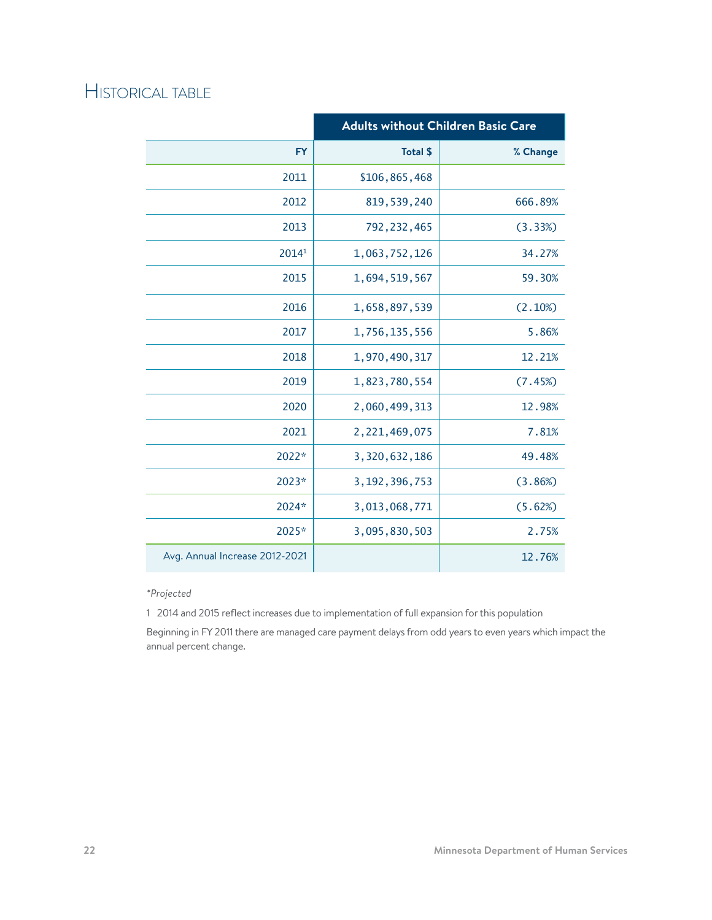## Historical table

| | Adults without Children Basic Care | |
|---:|---:|---:|
| **FY** | **Total $** | **% Change** |
| 2011 | $106,865,468 | |
| 2012 | 819,539,240 | 666.89% |
| 2013 | 792,232,465 | (3.33%) |
| 2014[1] | 1,063,752,126 | 34.27% |
| 2015 | 1,694,519,567 | 59.30% |
| 2016 | 1,658,897,539 | (2.10%) |
| 2017 | 1,756,135,556 | 5.86% |
| 2018 | 1,970,490,317 | 12.21% |
| 2019 | 1,823,780,554 | (7.45%) |
| 2020 | 2,060,499,313 | 12.98% |
| 2021 | 2,221,469,075 | 7.81% |
| 2022* | 3,320,632,186 | 49.48% |
| 2023* | 3,192,396,753 | (3.86%) |
| 2024* | 3,013,068,771 | (5.62%) |
| 2025* | 3,095,830,503 | 2.75% |
| Avg. Annual Increase 2012-2021 | | 12.76% |

*\*Projected*

1 2014 and 2015 reflect increases due to implementation of full expansion for this population

Beginning in FY 2011 there are managed care payment delays from odd years to even years which impact the annual percent change.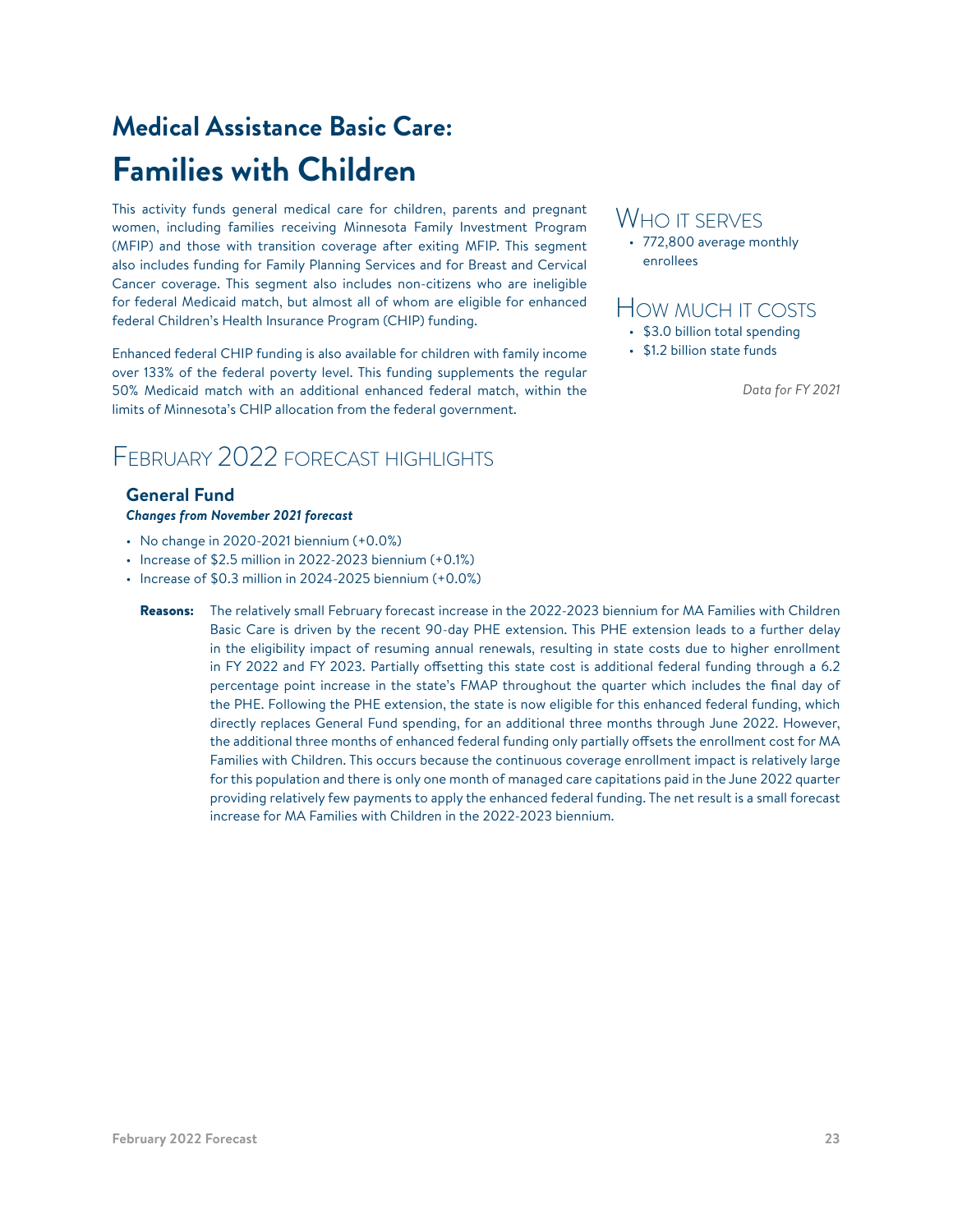# Medical Assistance Basic Care:
# Families with Children

This activity funds general medical care for children, parents and pregnant women, including families receiving Minnesota Family Investment Program (MFIP) and those with transition coverage after exiting MFIP. This segment also includes funding for Family Planning Services and for Breast and Cervical Cancer coverage. This segment also includes non-citizens who are ineligible for federal Medicaid match, but almost all of whom are eligible for enhanced federal Children's Health Insurance Program (CHIP) funding.

Enhanced federal CHIP funding is also available for children with family income over 133% of the federal poverty level. This funding supplements the regular 50% Medicaid match with an additional enhanced federal match, within the limits of Minnesota's CHIP allocation from the federal government.

## Who it serves

- 772,800 average monthly enrollees

## How much it costs

- $3.0 billion total spending
- $1.2 billion state funds

*Data for FY 2021*

## February 2022 forecast highlights

### General Fund

***Changes from November 2021 forecast***

- No change in 2020-2021 biennium (+0.0%)
- Increase of $2.5 million in 2022-2023 biennium (+0.1%)
- Increase of $0.3 million in 2024-2025 biennium (+0.0%)

**Reasons:** The relatively small February forecast increase in the 2022-2023 biennium for MA Families with Children Basic Care is driven by the recent 90-day PHE extension. This PHE extension leads to a further delay in the eligibility impact of resuming annual renewals, resulting in state costs due to higher enrollment in FY 2022 and FY 2023. Partially offsetting this state cost is additional federal funding through a 6.2 percentage point increase in the state's FMAP throughout the quarter which includes the final day of the PHE. Following the PHE extension, the state is now eligible for this enhanced federal funding, which directly replaces General Fund spending, for an additional three months through June 2022. However, the additional three months of enhanced federal funding only partially offsets the enrollment cost for MA Families with Children. This occurs because the continuous coverage enrollment impact is relatively large for this population and there is only one month of managed care capitations paid in the June 2022 quarter providing relatively few payments to apply the enhanced federal funding. The net result is a small forecast increase for MA Families with Children in the 2022-2023 biennium.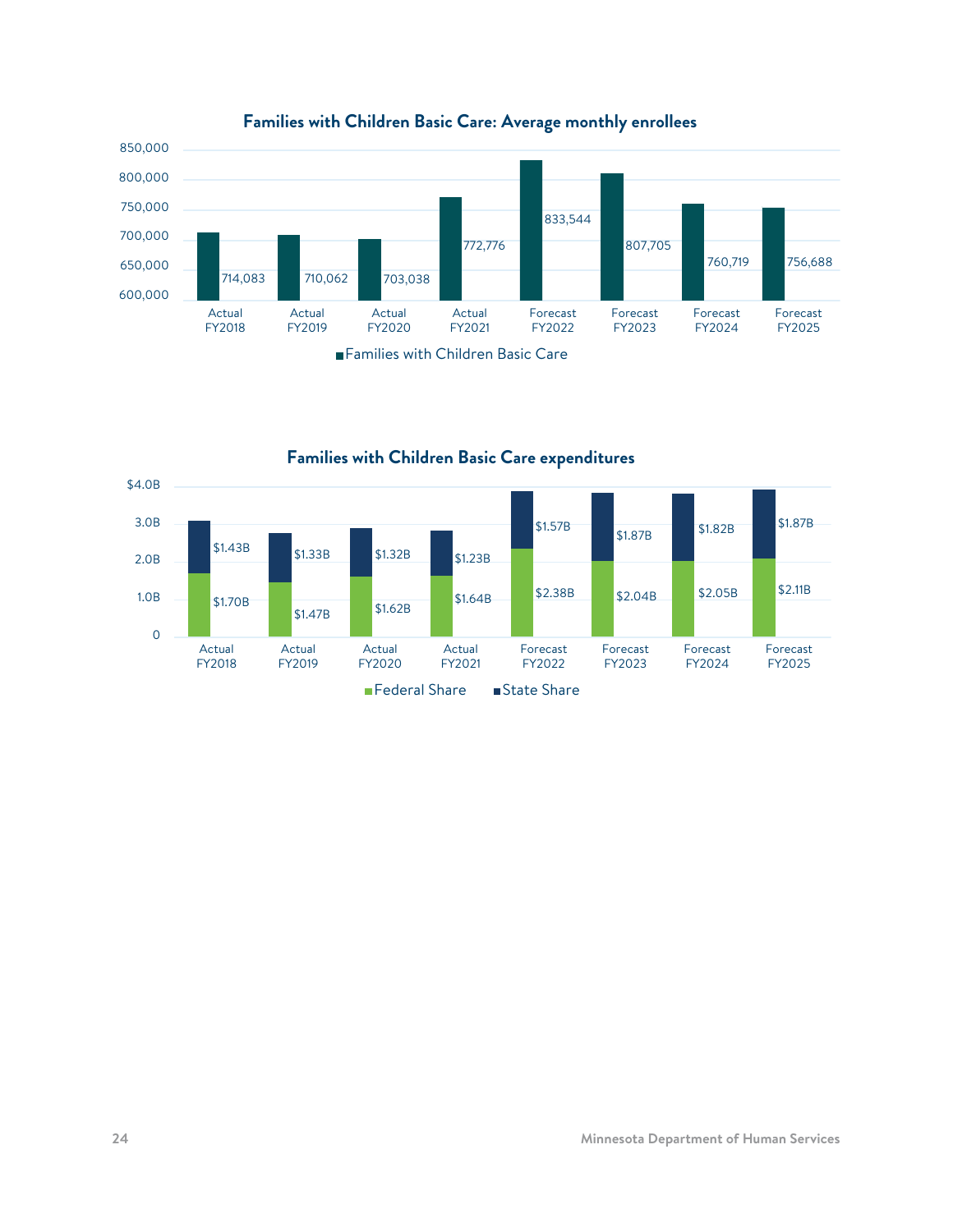**Families with Children Basic Care: Average monthly enrollees**

| | Families with Children Basic Care |
|---|---|
| Actual FY2018 | 714,083 |
| Actual FY2019 | 710,062 |
| Actual FY2020 | 703,038 |
| Actual FY2021 | 772,776 |
| Forecast FY2022 | 833,544 |
| Forecast FY2023 | 807,705 |
| Forecast FY2024 | 760,719 |
| Forecast FY2025 | 756,688 |

**Families with Children Basic Care expenditures**

| | Federal Share | State Share |
|---|---|---|
| Actual FY2018 | $1.70B | $1.43B |
| Actual FY2019 | $1.47B | $1.33B |
| Actual FY2020 | $1.62B | $1.32B |
| Actual FY2021 | $1.64B | $1.23B |
| Forecast FY2022 | $2.38B | $1.57B |
| Forecast FY2023 | $2.04B | $1.87B |
| Forecast FY2024 | $2.05B | $1.82B |
| Forecast FY2025 | $2.11B | $1.87B |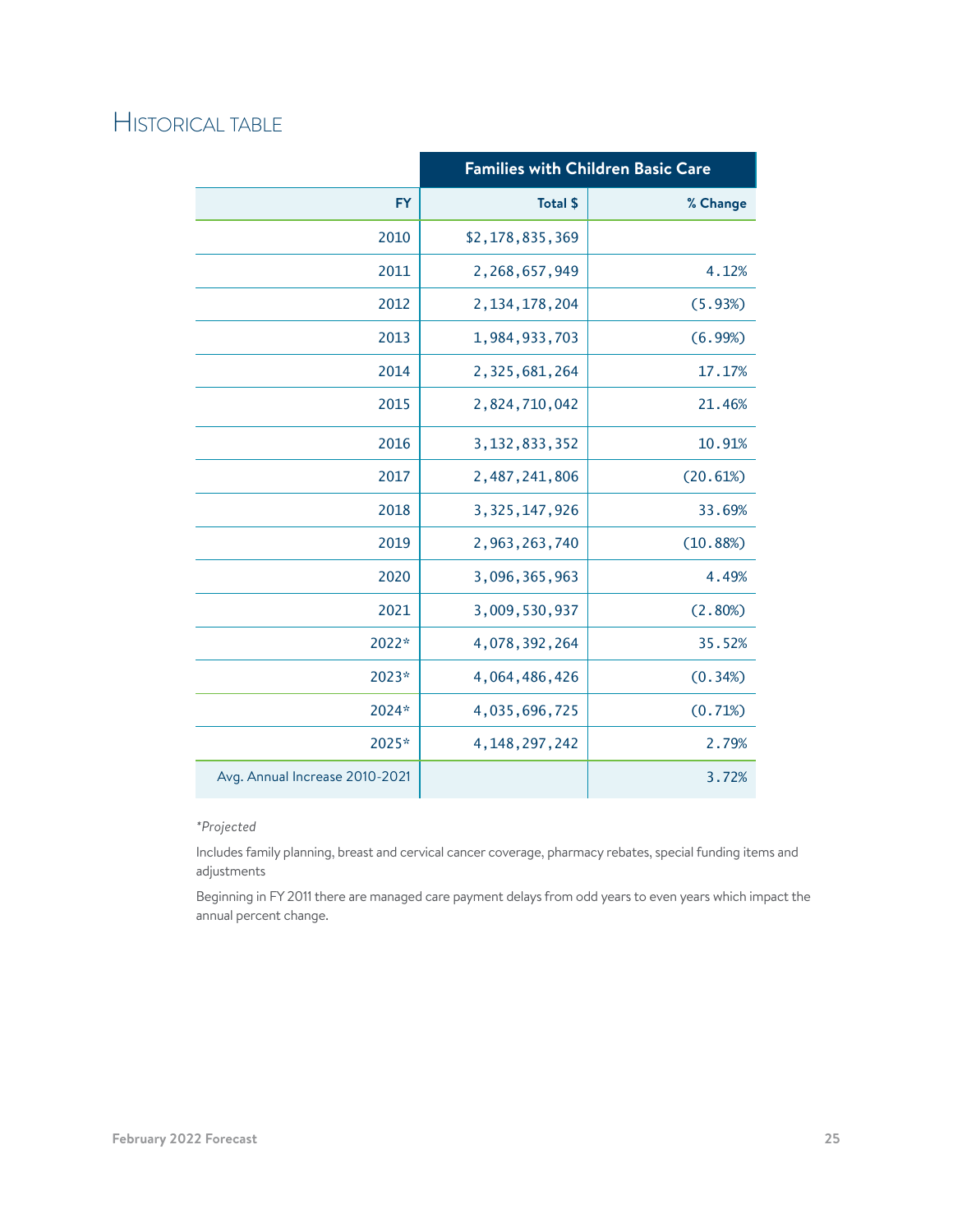## Historical table

| | Families with Children Basic Care | |
|---|---|---|
| **FY** | **Total $** | **% Change** |
| 2010 | $2,178,835,369 | |
| 2011 | 2,268,657,949 | 4.12% |
| 2012 | 2,134,178,204 | (5.93%) |
| 2013 | 1,984,933,703 | (6.99%) |
| 2014 | 2,325,681,264 | 17.17% |
| 2015 | 2,824,710,042 | 21.46% |
| 2016 | 3,132,833,352 | 10.91% |
| 2017 | 2,487,241,806 | (20.61%) |
| 2018 | 3,325,147,926 | 33.69% |
| 2019 | 2,963,263,740 | (10.88%) |
| 2020 | 3,096,365,963 | 4.49% |
| 2021 | 3,009,530,937 | (2.80%) |
| 2022* | 4,078,392,264 | 35.52% |
| 2023* | 4,064,486,426 | (0.34%) |
| 2024* | 4,035,696,725 | (0.71%) |
| 2025* | 4,148,297,242 | 2.79% |
| Avg. Annual Increase 2010-2021 | | 3.72% |

*Projected

Includes family planning, breast and cervical cancer coverage, pharmacy rebates, special funding items and adjustments

Beginning in FY 2011 there are managed care payment delays from odd years to even years which impact the annual percent change.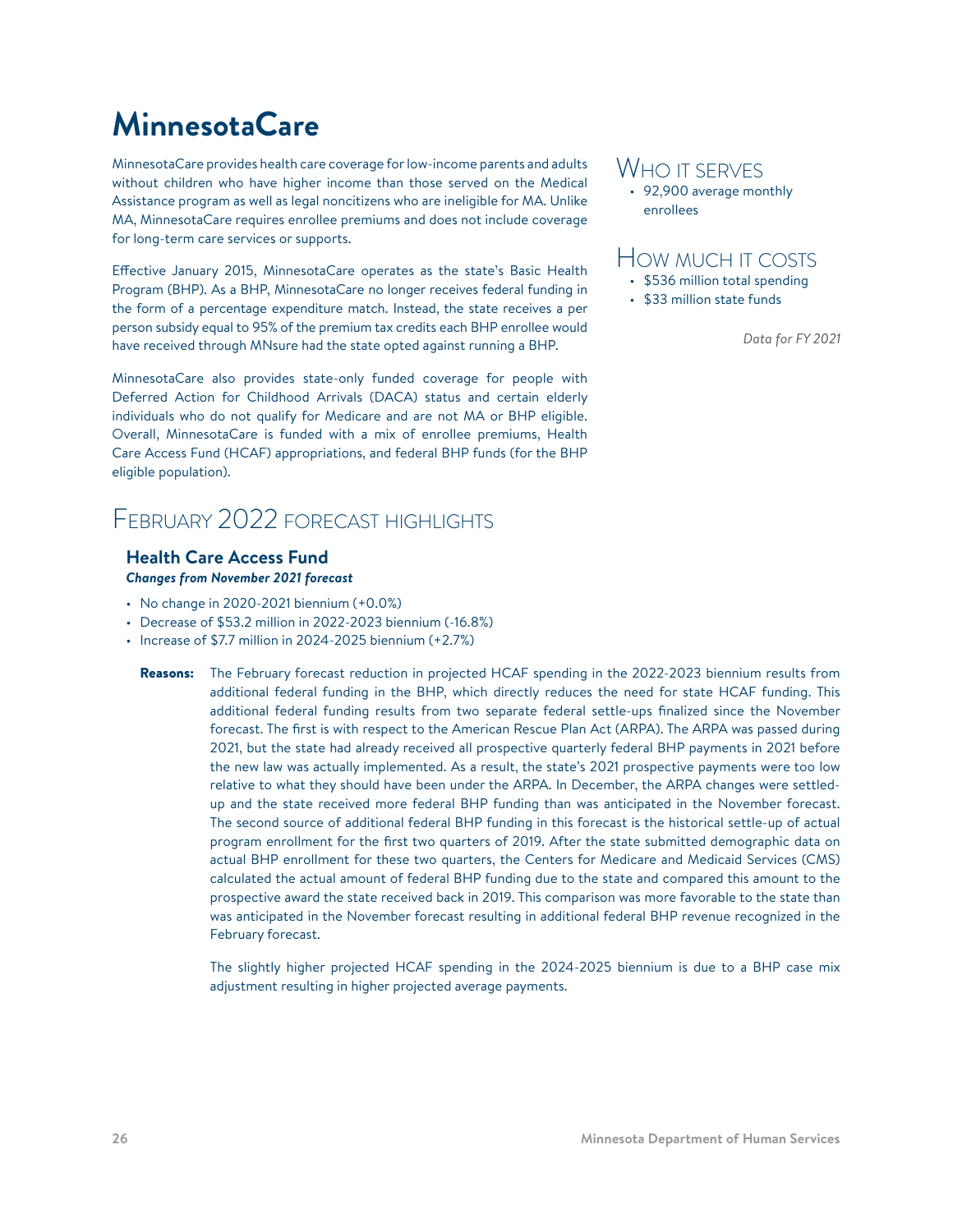# MinnesotaCare

MinnesotaCare provides health care coverage for low-income parents and adults without children who have higher income than those served on the Medical Assistance program as well as legal noncitizens who are ineligible for MA. Unlike MA, MinnesotaCare requires enrollee premiums and does not include coverage for long-term care services or supports.

Effective January 2015, MinnesotaCare operates as the state's Basic Health Program (BHP). As a BHP, MinnesotaCare no longer receives federal funding in the form of a percentage expenditure match. Instead, the state receives a per person subsidy equal to 95% of the premium tax credits each BHP enrollee would have received through MNsure had the state opted against running a BHP.

MinnesotaCare also provides state-only funded coverage for people with Deferred Action for Childhood Arrivals (DACA) status and certain elderly individuals who do not qualify for Medicare and are not MA or BHP eligible. Overall, MinnesotaCare is funded with a mix of enrollee premiums, Health Care Access Fund (HCAF) appropriations, and federal BHP funds (for the BHP eligible population).

## Who it serves

- 92,900 average monthly enrollees

## How much it costs

- $536 million total spending
- $33 million state funds

*Data for FY 2021*

## February 2022 forecast highlights

### Health Care Access Fund

***Changes from November 2021 forecast***

- No change in 2020-2021 biennium (+0.0%)
- Decrease of $53.2 million in 2022-2023 biennium (-16.8%)
- Increase of $7.7 million in 2024-2025 biennium (+2.7%)

**Reasons:** The February forecast reduction in projected HCAF spending in the 2022-2023 biennium results from additional federal funding in the BHP, which directly reduces the need for state HCAF funding. This additional federal funding results from two separate federal settle-ups finalized since the November forecast. The first is with respect to the American Rescue Plan Act (ARPA). The ARPA was passed during 2021, but the state had already received all prospective quarterly federal BHP payments in 2021 before the new law was actually implemented. As a result, the state's 2021 prospective payments were too low relative to what they should have been under the ARPA. In December, the ARPA changes were settled-up and the state received more federal BHP funding than was anticipated in the November forecast. The second source of additional federal BHP funding in this forecast is the historical settle-up of actual program enrollment for the first two quarters of 2019. After the state submitted demographic data on actual BHP enrollment for these two quarters, the Centers for Medicare and Medicaid Services (CMS) calculated the actual amount of federal BHP funding due to the state and compared this amount to the prospective award the state received back in 2019. This comparison was more favorable to the state than was anticipated in the November forecast resulting in additional federal BHP revenue recognized in the February forecast.

The slightly higher projected HCAF spending in the 2024-2025 biennium is due to a BHP case mix adjustment resulting in higher projected average payments.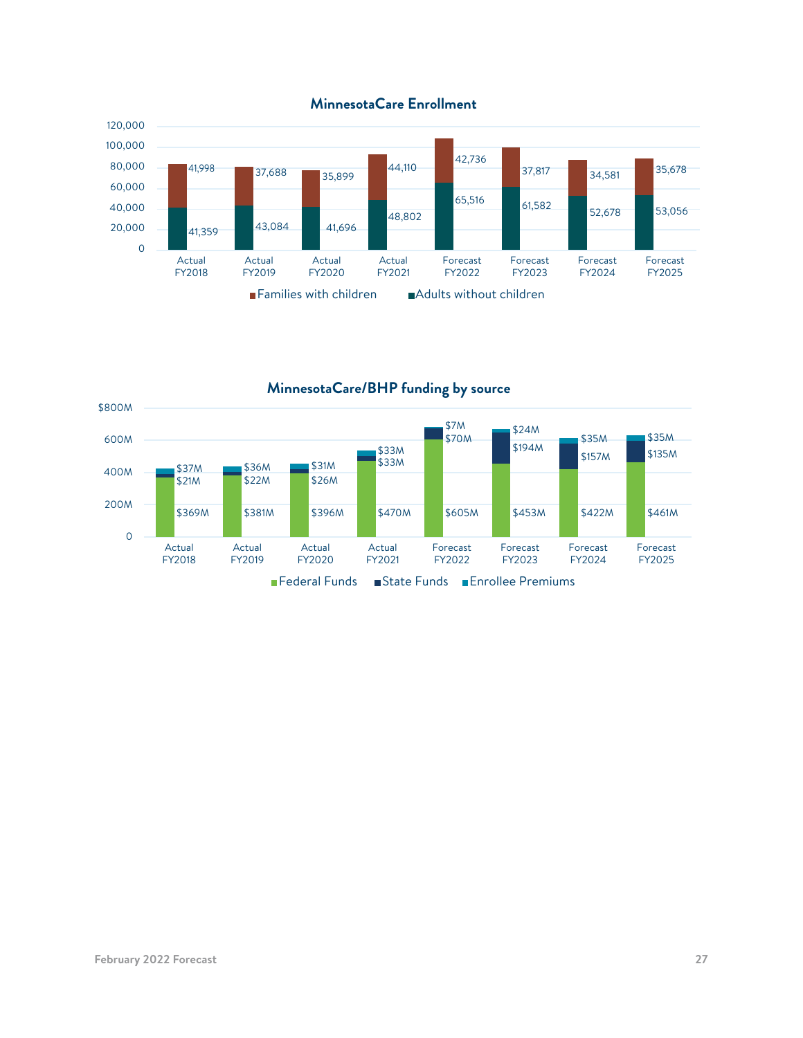**MinnesotaCare Enrollment**

| | Actual FY2018 | Actual FY2019 | Actual FY2020 | Actual FY2021 | Forecast FY2022 | Forecast FY2023 | Forecast FY2024 | Forecast FY2025 |
|---|---|---|---|---|---|---|---|---|
| Families with children | 41,998 | 37,688 | 35,899 | 44,110 | 42,736 | 37,817 | 34,581 | 35,678 |
| Adults without children | 41,359 | 43,084 | 41,696 | 48,802 | 65,516 | 61,582 | 52,678 | 53,056 |

**MinnesotaCare/BHP funding by source**

| | Actual FY2018 | Actual FY2019 | Actual FY2020 | Actual FY2021 | Forecast FY2022 | Forecast FY2023 | Forecast FY2024 | Forecast FY2025 |
|---|---|---|---|---|---|---|---|---|
| Federal Funds | $369M | $381M | $396M | $470M | $605M | $453M | $422M | $461M |
| State Funds | $21M | $22M | $26M | $33M | $70M | $194M | $157M | $135M |
| Enrollee Premiums | $37M | $36M | $31M | $33M | $7M | $24M | $35M | $35M |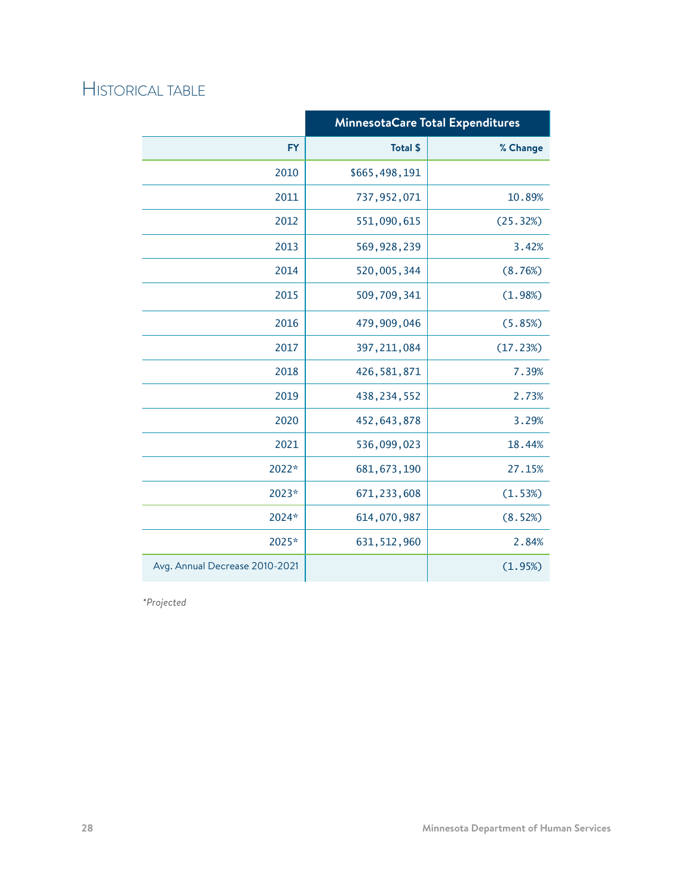## Historical table

| | MinnesotaCare Total Expenditures | |
|---|---|---|
| **FY** | **Total $** | **% Change** |
| 2010 | $665,498,191 | |
| 2011 | 737,952,071 | 10.89% |
| 2012 | 551,090,615 | (25.32%) |
| 2013 | 569,928,239 | 3.42% |
| 2014 | 520,005,344 | (8.76%) |
| 2015 | 509,709,341 | (1.98%) |
| 2016 | 479,909,046 | (5.85%) |
| 2017 | 397,211,084 | (17.23%) |
| 2018 | 426,581,871 | 7.39% |
| 2019 | 438,234,552 | 2.73% |
| 2020 | 452,643,878 | 3.29% |
| 2021 | 536,099,023 | 18.44% |
| 2022* | 681,673,190 | 27.15% |
| 2023* | 671,233,608 | (1.53%) |
| 2024* | 614,070,987 | (8.52%) |
| 2025* | 631,512,960 | 2.84% |
| Avg. Annual Decrease 2010-2021 | | (1.95%) |

*Projected*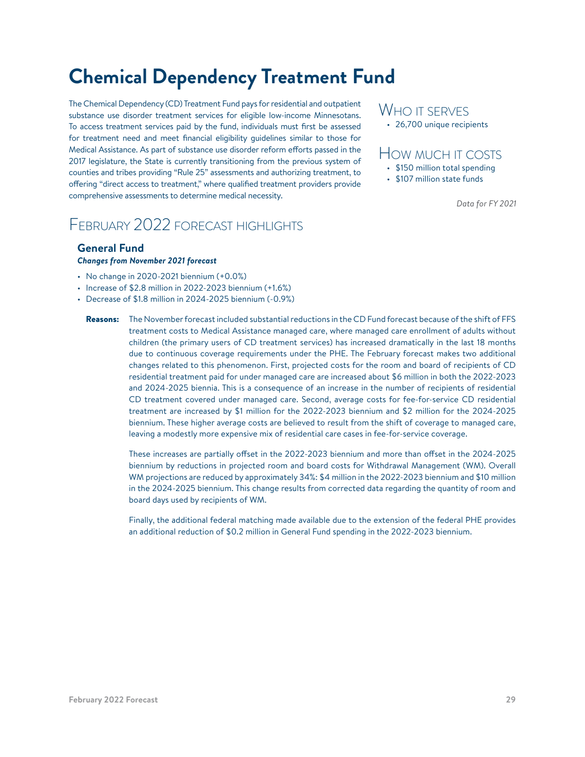# Chemical Dependency Treatment Fund

The Chemical Dependency (CD) Treatment Fund pays for residential and outpatient substance use disorder treatment services for eligible low-income Minnesotans. To access treatment services paid by the fund, individuals must first be assessed for treatment need and meet financial eligibility guidelines similar to those for Medical Assistance. As part of substance use disorder reform efforts passed in the 2017 legislature, the State is currently transitioning from the previous system of counties and tribes providing "Rule 25" assessments and authorizing treatment, to offering "direct access to treatment," where qualified treatment providers provide comprehensive assessments to determine medical necessity.

## Who it serves

- 26,700 unique recipients

## How much it costs

- $150 million total spending
- $107 million state funds

*Data for FY 2021*

## February 2022 forecast highlights

### General Fund

***Changes from November 2021 forecast***

- No change in 2020-2021 biennium (+0.0%)
- Increase of $2.8 million in 2022-2023 biennium (+1.6%)
- Decrease of $1.8 million in 2024-2025 biennium (-0.9%)

**Reasons:** The November forecast included substantial reductions in the CD Fund forecast because of the shift of FFS treatment costs to Medical Assistance managed care, where managed care enrollment of adults without children (the primary users of CD treatment services) has increased dramatically in the last 18 months due to continuous coverage requirements under the PHE. The February forecast makes two additional changes related to this phenomenon. First, projected costs for the room and board of recipients of CD residential treatment paid for under managed care are increased about $6 million in both the 2022-2023 and 2024-2025 biennia. This is a consequence of an increase in the number of recipients of residential CD treatment covered under managed care. Second, average costs for fee-for-service CD residential treatment are increased by $1 million for the 2022-2023 biennium and $2 million for the 2024-2025 biennium. These higher average costs are believed to result from the shift of coverage to managed care, leaving a modestly more expensive mix of residential care cases in fee-for-service coverage.

These increases are partially offset in the 2022-2023 biennium and more than offset in the 2024-2025 biennium by reductions in projected room and board costs for Withdrawal Management (WM). Overall WM projections are reduced by approximately 34%: $4 million in the 2022-2023 biennium and $10 million in the 2024-2025 biennium. This change results from corrected data regarding the quantity of room and board days used by recipients of WM.

Finally, the additional federal matching made available due to the extension of the federal PHE provides an additional reduction of $0.2 million in General Fund spending in the 2022-2023 biennium.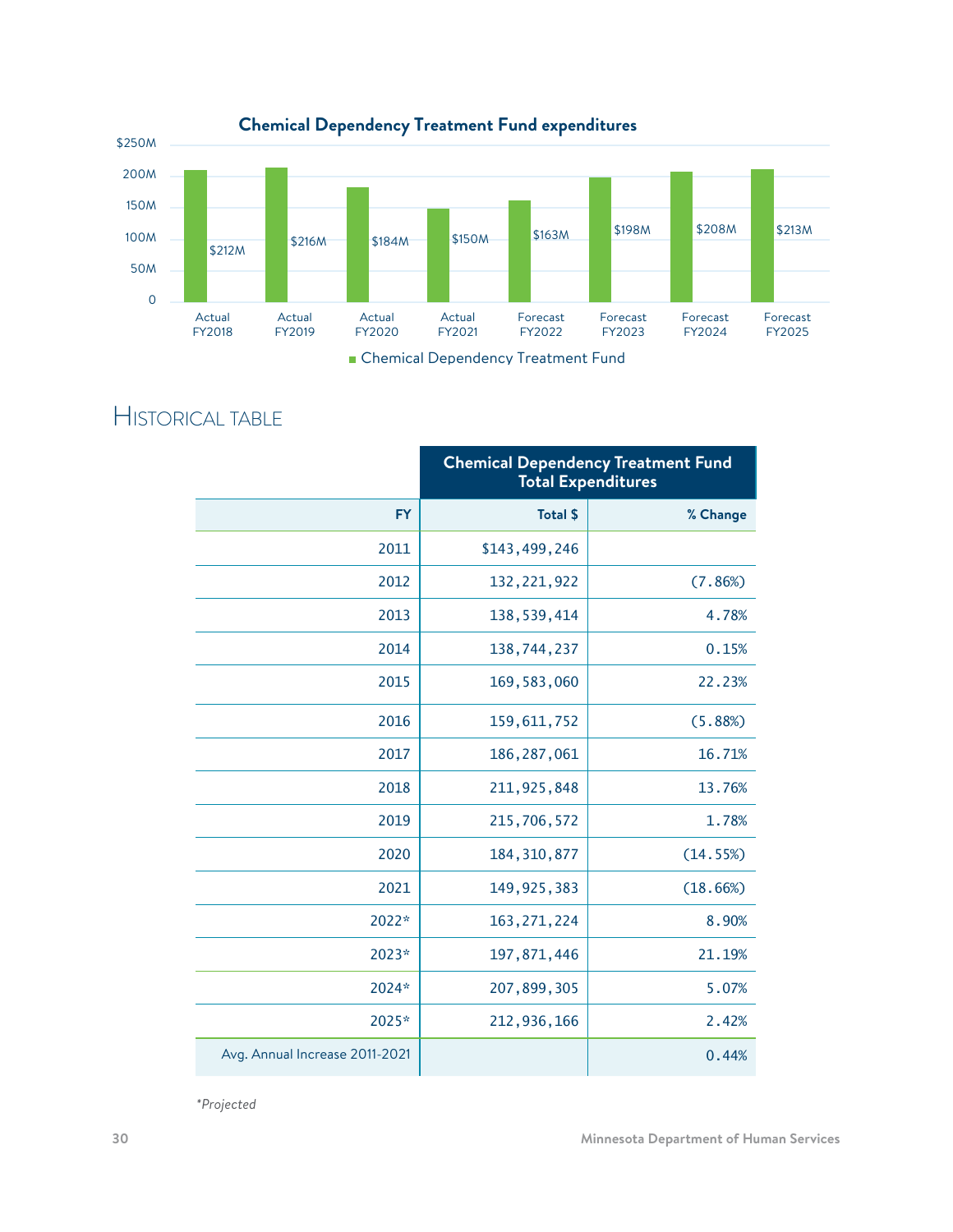**Chemical Dependency Treatment Fund expenditures**

| | Actual FY2018 | Actual FY2019 | Actual FY2020 | Actual FY2021 | Forecast FY2022 | Forecast FY2023 | Forecast FY2024 | Forecast FY2025 |
|---|---|---|---|---|---|---|---|---|
| Chemical Dependency Treatment Fund | $212M | $216M | $184M | $150M | $163M | $198M | $208M | $213M |

## Historical table

| | Chemical Dependency Treatment Fund Total Expenditures | |
|---:|---:|---:|
| **FY** | **Total $** | **% Change** |
| 2011 | $143,499,246 | |
| 2012 | 132,221,922 | (7.86%) |
| 2013 | 138,539,414 | 4.78% |
| 2014 | 138,744,237 | 0.15% |
| 2015 | 169,583,060 | 22.23% |
| 2016 | 159,611,752 | (5.88%) |
| 2017 | 186,287,061 | 16.71% |
| 2018 | 211,925,848 | 13.76% |
| 2019 | 215,706,572 | 1.78% |
| 2020 | 184,310,877 | (14.55%) |
| 2021 | 149,925,383 | (18.66%) |
| 2022* | 163,271,224 | 8.90% |
| 2023* | 197,871,446 | 21.19% |
| 2024* | 207,899,305 | 5.07% |
| 2025* | 212,936,166 | 2.42% |
| Avg. Annual Increase 2011-2021 | | 0.44% |

*Projected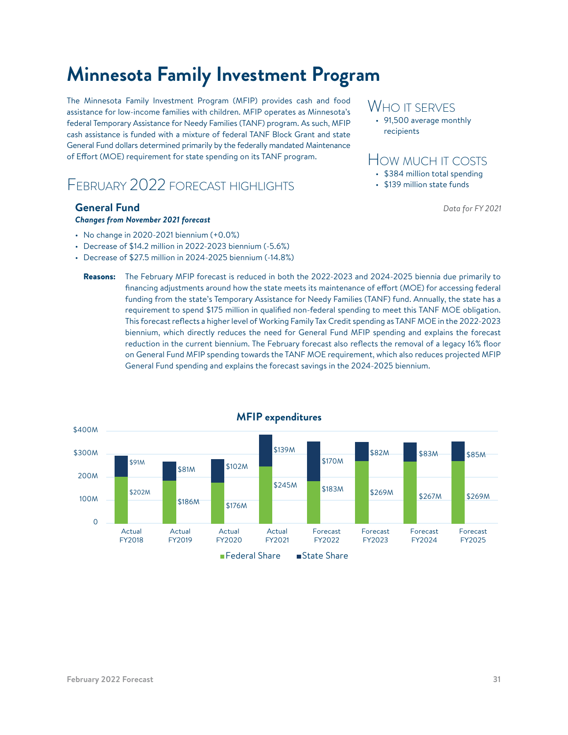# Minnesota Family Investment Program

The Minnesota Family Investment Program (MFIP) provides cash and food assistance for low-income families with children. MFIP operates as Minnesota's federal Temporary Assistance for Needy Families (TANF) program. As such, MFIP cash assistance is funded with a mixture of federal TANF Block Grant and state General Fund dollars determined primarily by the federally mandated Maintenance of Effort (MOE) requirement for state spending on its TANF program.

## Who it serves

- 91,500 average monthly recipients

## How much it costs

- $384 million total spending
- $139 million state funds

*Data for FY 2021*

## February 2022 Forecast Highlights

### General Fund

***Changes from November 2021 forecast***

- No change in 2020-2021 biennium (+0.0%)
- Decrease of $14.2 million in 2022-2023 biennium (-5.6%)
- Decrease of $27.5 million in 2024-2025 biennium (-14.8%)

**Reasons:** The February MFIP forecast is reduced in both the 2022-2023 and 2024-2025 biennia due primarily to financing adjustments around how the state meets its maintenance of effort (MOE) for accessing federal funding from the state's Temporary Assistance for Needy Families (TANF) fund. Annually, the state has a requirement to spend $175 million in qualified non-federal spending to meet this TANF MOE obligation. This forecast reflects a higher level of Working Family Tax Credit spending as TANF MOE in the 2022-2023 biennium, which directly reduces the need for General Fund MFIP spending and explains the forecast reduction in the current biennium. The February forecast also reflects the removal of a legacy 16% floor on General Fund MFIP spending towards the TANF MOE requirement, which also reduces projected MFIP General Fund spending and explains the forecast savings in the 2024-2025 biennium.

**MFIP expenditures**

| | Actual FY2018 | Actual FY2019 | Actual FY2020 | Actual FY2021 | Forecast FY2022 | Forecast FY2023 | Forecast FY2024 | Forecast FY2025 |
|---|---|---|---|---|---|---|---|---|
| Federal Share | $202M | $186M | $176M | $245M | $183M | $269M | $267M | $269M |
| State Share | $91M | $81M | $102M | $139M | $170M | $82M | $83M | $85M |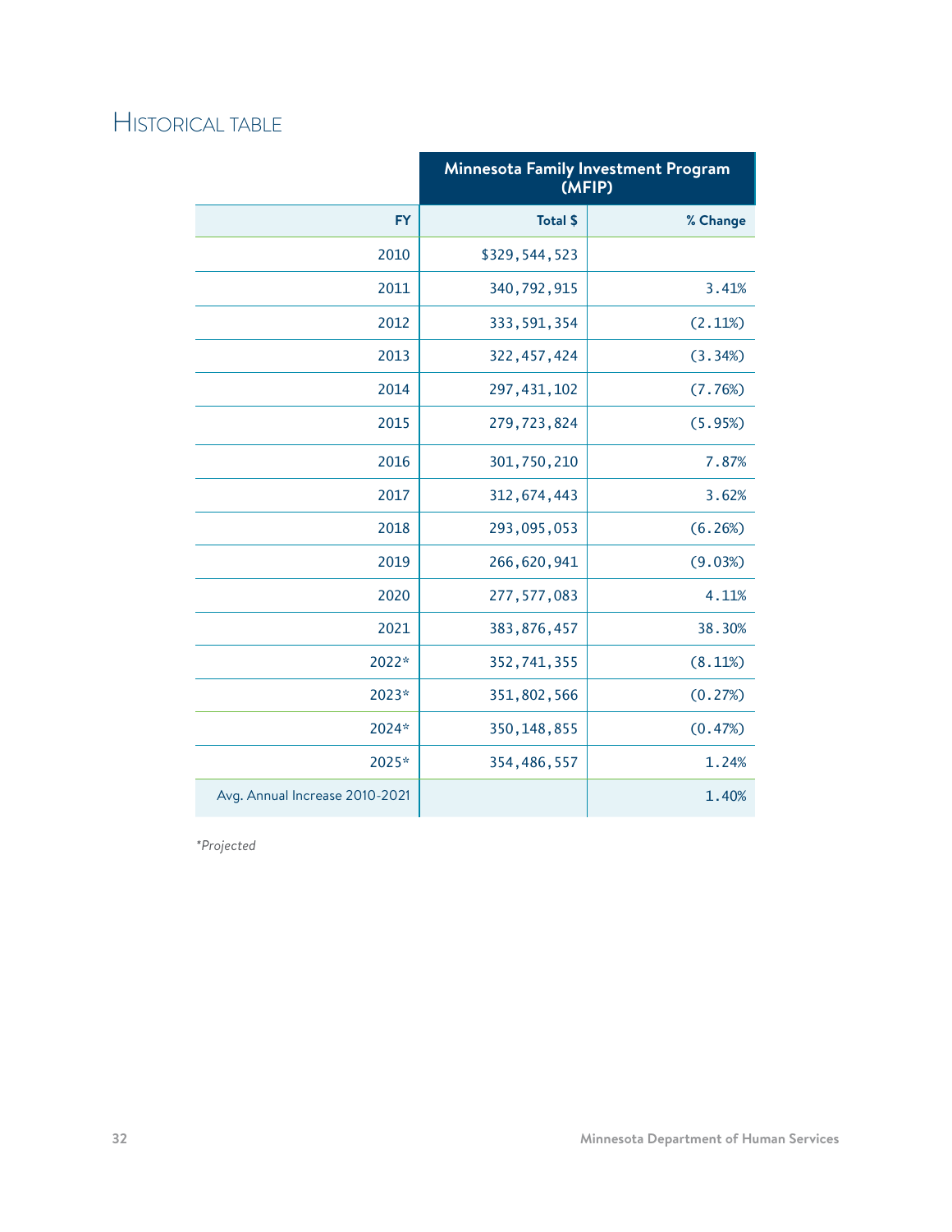## Historical table

| | Minnesota Family Investment Program (MFIP) | |
|---|---|---|
| FY | Total $ | % Change |
| 2010 | $329,544,523 | |
| 2011 | 340,792,915 | 3.41% |
| 2012 | 333,591,354 | (2.11%) |
| 2013 | 322,457,424 | (3.34%) |
| 2014 | 297,431,102 | (7.76%) |
| 2015 | 279,723,824 | (5.95%) |
| 2016 | 301,750,210 | 7.87% |
| 2017 | 312,674,443 | 3.62% |
| 2018 | 293,095,053 | (6.26%) |
| 2019 | 266,620,941 | (9.03%) |
| 2020 | 277,577,083 | 4.11% |
| 2021 | 383,876,457 | 38.30% |
| 2022* | 352,741,355 | (8.11%) |
| 2023* | 351,802,566 | (0.27%) |
| 2024* | 350,148,855 | (0.47%) |
| 2025* | 354,486,557 | 1.24% |
| Avg. Annual Increase 2010-2021 | | 1.40% |

*\*Projected*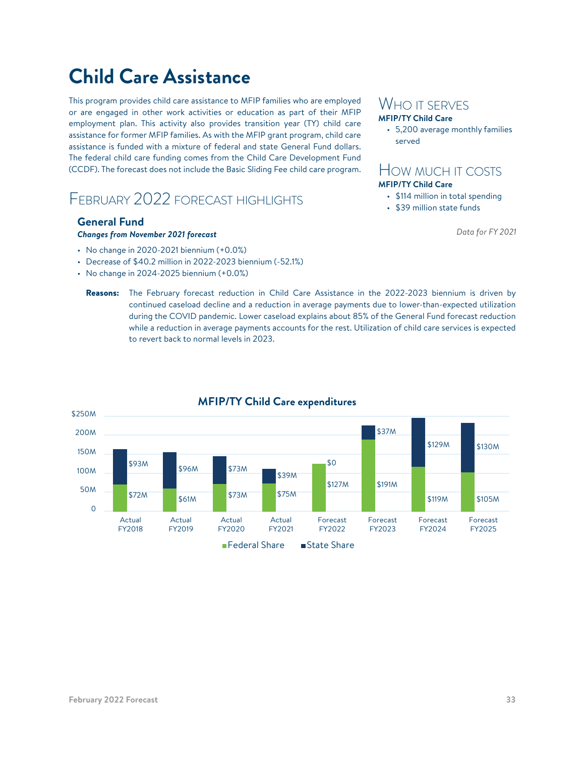# Child Care Assistance

This program provides child care assistance to MFIP families who are employed or are engaged in other work activities or education as part of their MFIP employment plan. This activity also provides transition year (TY) child care assistance for former MFIP families. As with the MFIP grant program, child care assistance is funded with a mixture of federal and state General Fund dollars. The federal child care funding comes from the Child Care Development Fund (CCDF). The forecast does not include the Basic Sliding Fee child care program.

## Who it serves

**MFIP/TY Child Care**

- 5,200 average monthly families served

## How much it costs

**MFIP/TY Child Care**

- $114 million in total spending
- $39 million state funds

*Data for FY 2021*

## February 2022 forecast highlights

### General Fund

***Changes from November 2021 forecast***

- No change in 2020-2021 biennium (+0.0%)
- Decrease of $40.2 million in 2022-2023 biennium (-52.1%)
- No change in 2024-2025 biennium (+0.0%)

**Reasons:** The February forecast reduction in Child Care Assistance in the 2022-2023 biennium is driven by continued caseload decline and a reduction in average payments due to lower-than-expected utilization during the COVID pandemic. Lower caseload explains about 85% of the General Fund forecast reduction while a reduction in average payments accounts for the rest. Utilization of child care services is expected to revert back to normal levels in 2023.

**MFIP/TY Child Care expenditures**

| | Actual FY2018 | Actual FY2019 | Actual FY2020 | Actual FY2021 | Forecast FY2022 | Forecast FY2023 | Forecast FY2024 | Forecast FY2025 |
|---|---|---|---|---|---|---|---|---|
| Federal Share | $72M | $61M | $73M | $75M | $127M | $191M | $119M | $105M |
| State Share | $93M | $96M | $73M | $39M | $0 | $37M | $129M | $130M |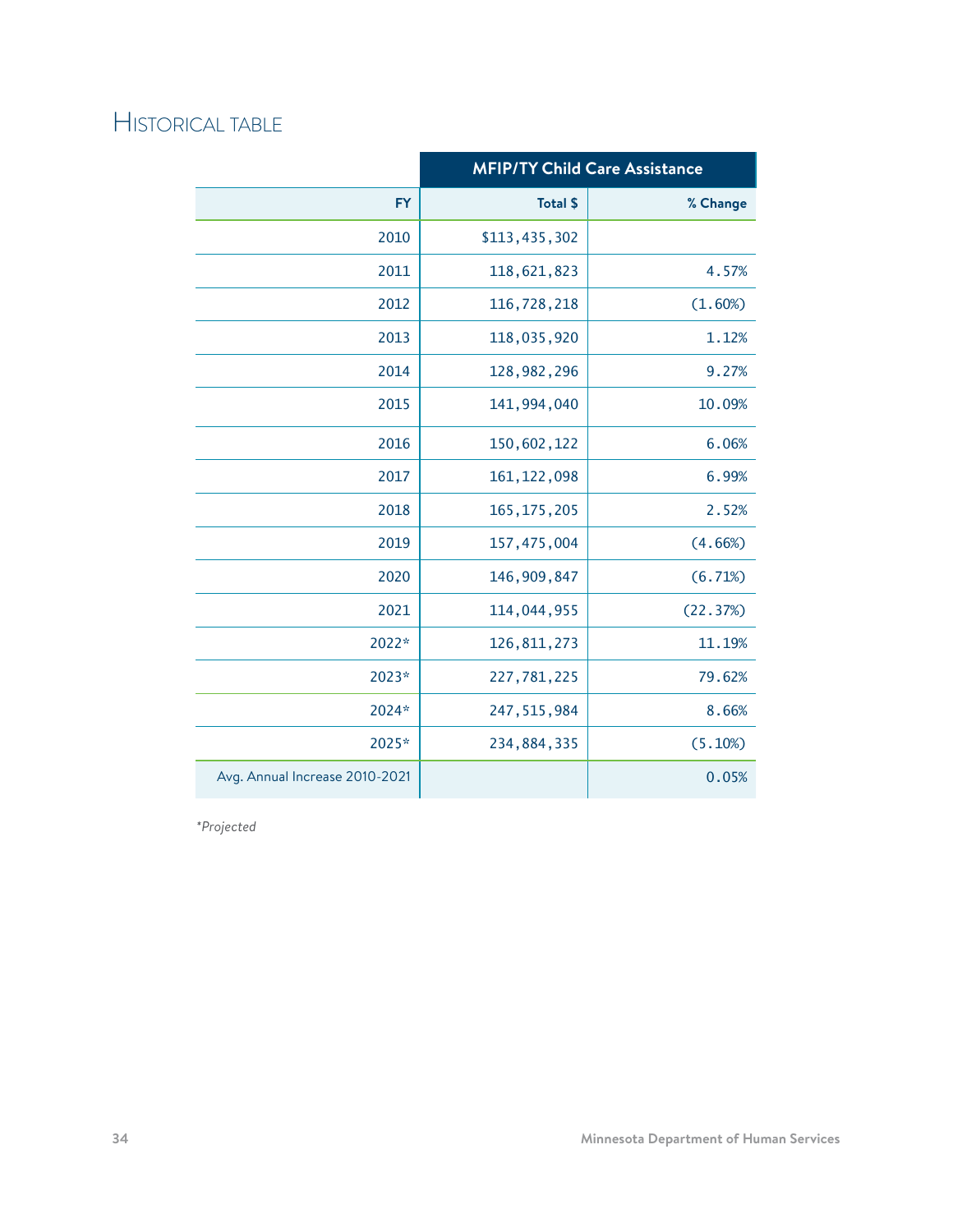## Historical table

| | MFIP/TY Child Care Assistance | |
|---|---|---|
| FY | Total $ | % Change |
| 2010 | $113,435,302 | |
| 2011 | 118,621,823 | 4.57% |
| 2012 | 116,728,218 | (1.60%) |
| 2013 | 118,035,920 | 1.12% |
| 2014 | 128,982,296 | 9.27% |
| 2015 | 141,994,040 | 10.09% |
| 2016 | 150,602,122 | 6.06% |
| 2017 | 161,122,098 | 6.99% |
| 2018 | 165,175,205 | 2.52% |
| 2019 | 157,475,004 | (4.66%) |
| 2020 | 146,909,847 | (6.71%) |
| 2021 | 114,044,955 | (22.37%) |
| 2022* | 126,811,273 | 11.19% |
| 2023* | 227,781,225 | 79.62% |
| 2024* | 247,515,984 | 8.66% |
| 2025* | 234,884,335 | (5.10%) |
| Avg. Annual Increase 2010-2021 | | 0.05% |

*Projected*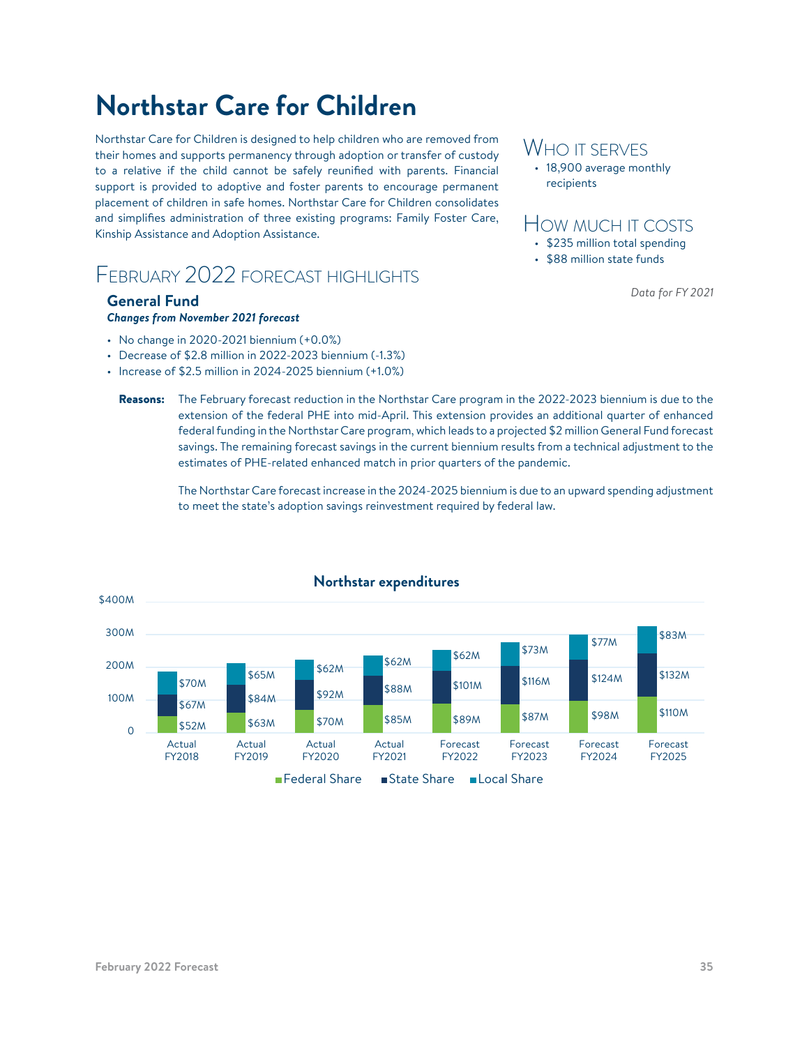# Northstar Care for Children

Northstar Care for Children is designed to help children who are removed from their homes and supports permanency through adoption or transfer of custody to a relative if the child cannot be safely reunified with parents. Financial support is provided to adoptive and foster parents to encourage permanent placement of children in safe homes. Northstar Care for Children consolidates and simplifies administration of three existing programs: Family Foster Care, Kinship Assistance and Adoption Assistance.

## Who it serves

- 18,900 average monthly recipients

## How much it costs

- $235 million total spending
- $88 million state funds

*Data for FY 2021*

## February 2022 forecast highlights

### General Fund

***Changes from November 2021 forecast***

- No change in 2020-2021 biennium (+0.0%)
- Decrease of $2.8 million in 2022-2023 biennium (-1.3%)
- Increase of $2.5 million in 2024-2025 biennium (+1.0%)

**Reasons:** The February forecast reduction in the Northstar Care program in the 2022-2023 biennium is due to the extension of the federal PHE into mid-April. This extension provides an additional quarter of enhanced federal funding in the Northstar Care program, which leads to a projected $2 million General Fund forecast savings. The remaining forecast savings in the current biennium results from a technical adjustment to the estimates of PHE-related enhanced match in prior quarters of the pandemic.

The Northstar Care forecast increase in the 2024-2025 biennium is due to an upward spending adjustment to meet the state's adoption savings reinvestment required by federal law.

**Northstar expenditures**

| | Actual FY2018 | Actual FY2019 | Actual FY2020 | Actual FY2021 | Forecast FY2022 | Forecast FY2023 | Forecast FY2024 | Forecast FY2025 |
|---|---|---|---|---|---|---|---|---|
| Federal Share | $52M | $63M | $70M | $85M | $89M | $87M | $98M | $110M |
| State Share | $67M | $84M | $92M | $88M | $101M | $116M | $124M | $132M |
| Local Share | $70M | $65M | $62M | $62M | $62M | $73M | $77M | $83M |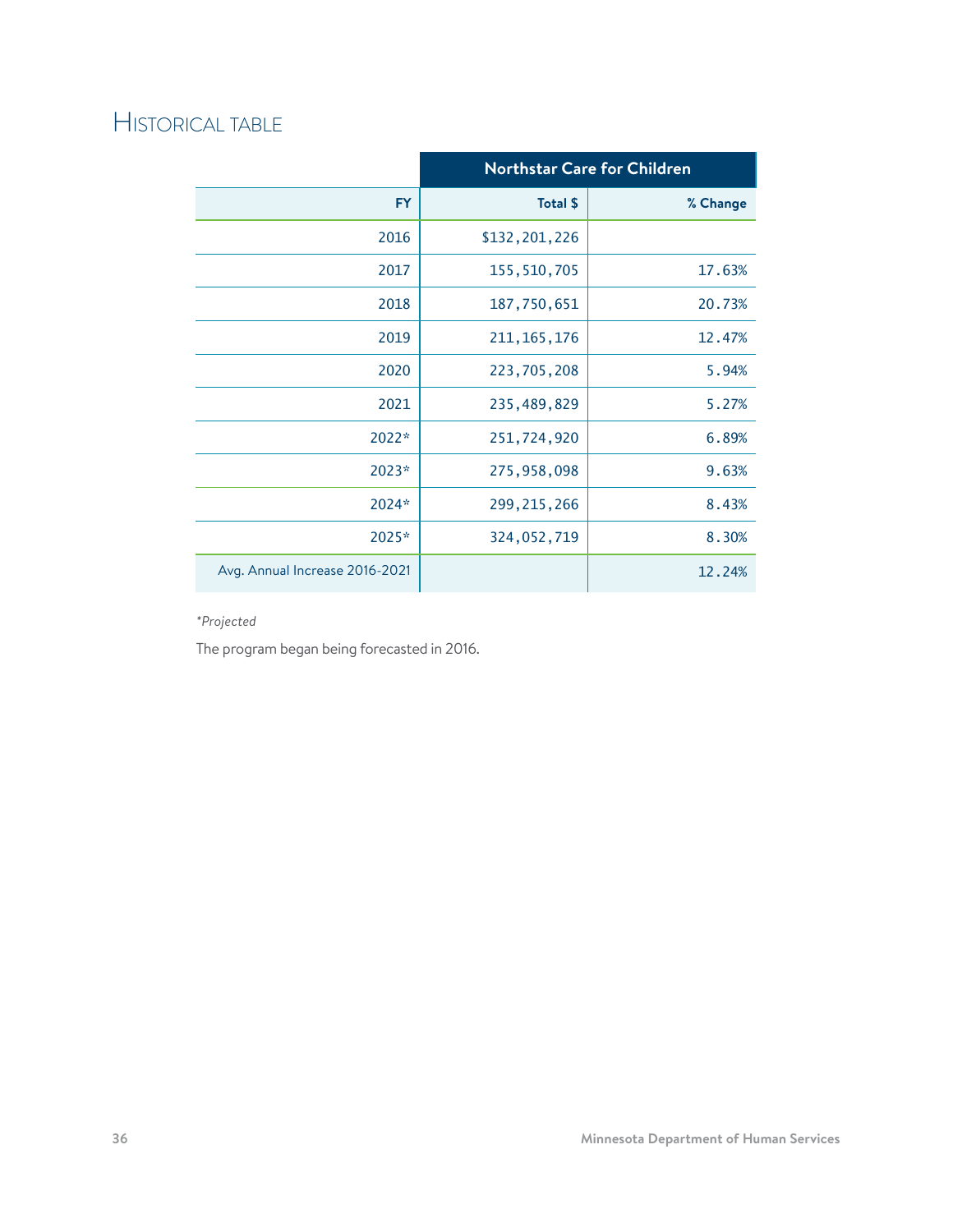## Historical table

| | Northstar Care for Children | |
|---|---|---|
| FY | Total $ | % Change |
| 2016 | $132,201,226 | |
| 2017 | 155,510,705 | 17.63% |
| 2018 | 187,750,651 | 20.73% |
| 2019 | 211,165,176 | 12.47% |
| 2020 | 223,705,208 | 5.94% |
| 2021 | 235,489,829 | 5.27% |
| 2022* | 251,724,920 | 6.89% |
| 2023* | 275,958,098 | 9.63% |
| 2024* | 299,215,266 | 8.43% |
| 2025* | 324,052,719 | 8.30% |
| Avg. Annual Increase 2016-2021 | | 12.24% |

*\*Projected*

The program began being forecasted in 2016.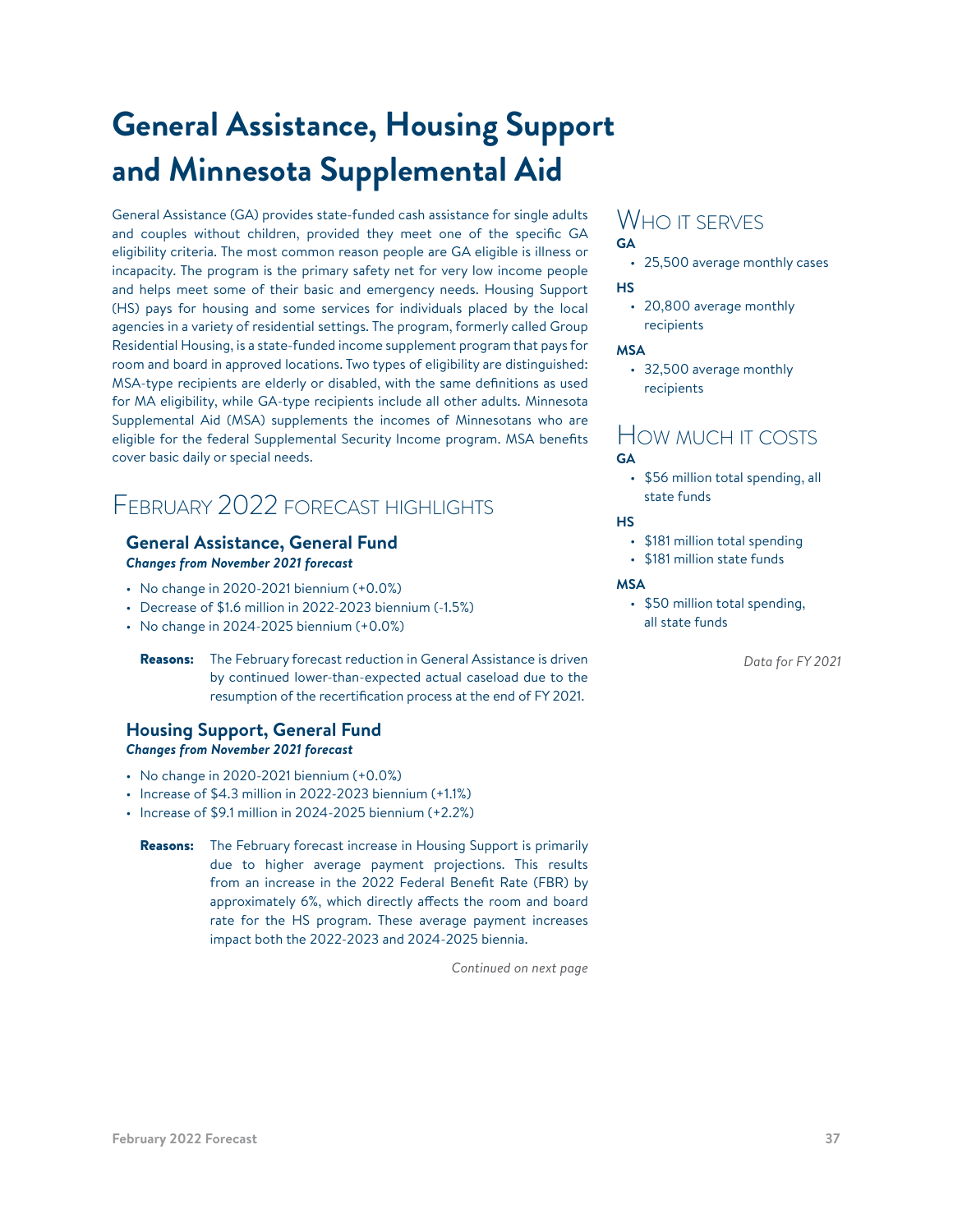# General Assistance, Housing Support and Minnesota Supplemental Aid

General Assistance (GA) provides state-funded cash assistance for single adults and couples without children, provided they meet one of the specific GA eligibility criteria. The most common reason people are GA eligible is illness or incapacity. The program is the primary safety net for very low income people and helps meet some of their basic and emergency needs. Housing Support (HS) pays for housing and some services for individuals placed by the local agencies in a variety of residential settings. The program, formerly called Group Residential Housing, is a state-funded income supplement program that pays for room and board in approved locations. Two types of eligibility are distinguished: MSA-type recipients are elderly or disabled, with the same definitions as used for MA eligibility, while GA-type recipients include all other adults. Minnesota Supplemental Aid (MSA) supplements the incomes of Minnesotans who are eligible for the federal Supplemental Security Income program. MSA benefits cover basic daily or special needs.

## February 2022 forecast highlights

### General Assistance, General Fund

***Changes from November 2021 forecast***

- No change in 2020-2021 biennium (+0.0%)
- Decrease of $1.6 million in 2022-2023 biennium (-1.5%)
- No change in 2024-2025 biennium (+0.0%)

**Reasons:** The February forecast reduction in General Assistance is driven by continued lower-than-expected actual caseload due to the resumption of the recertification process at the end of FY 2021.

### Housing Support, General Fund

***Changes from November 2021 forecast***

- No change in 2020-2021 biennium (+0.0%)
- Increase of $4.3 million in 2022-2023 biennium (+1.1%)
- Increase of $9.1 million in 2024-2025 biennium (+2.2%)

**Reasons:** The February forecast increase in Housing Support is primarily due to higher average payment projections. This results from an increase in the 2022 Federal Benefit Rate (FBR) by approximately 6%, which directly affects the room and board rate for the HS program. These average payment increases impact both the 2022-2023 and 2024-2025 biennia.

*Continued on next page*

## Who it serves

**GA**

- 25,500 average monthly cases

**HS**

- 20,800 average monthly recipients

**MSA**

- 32,500 average monthly recipients

## How much it costs

**GA**

- $56 million total spending, all state funds

**HS**

- $181 million total spending
- $181 million state funds

**MSA**

- $50 million total spending, all state funds

*Data for FY 2021*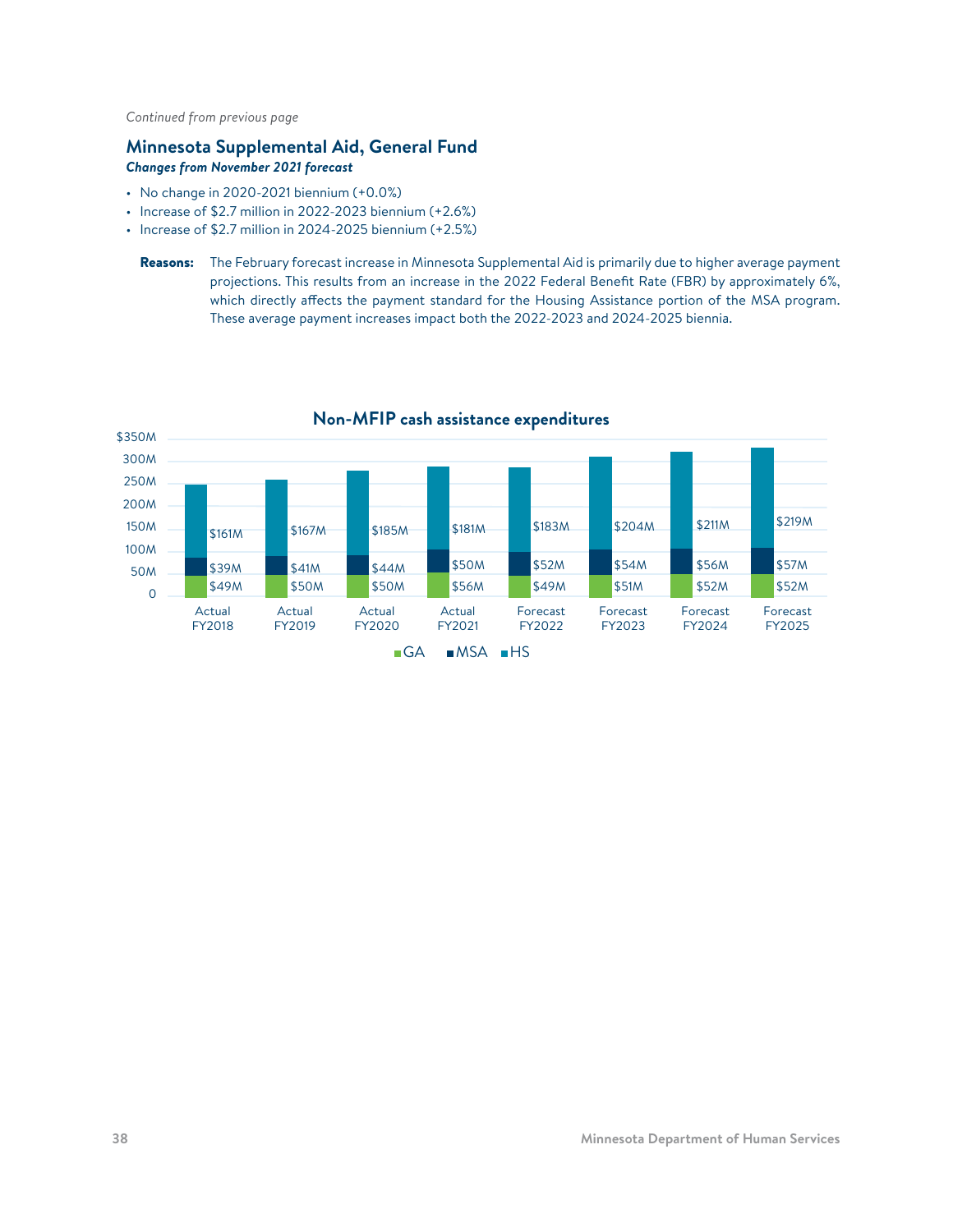*Continued from previous page*

## Minnesota Supplemental Aid, General Fund

***Changes from November 2021 forecast***

- No change in 2020-2021 biennium (+0.0%)
- Increase of $2.7 million in 2022-2023 biennium (+2.6%)
- Increase of $2.7 million in 2024-2025 biennium (+2.5%)

**Reasons:** The February forecast increase in Minnesota Supplemental Aid is primarily due to higher average payment projections. This results from an increase in the 2022 Federal Benefit Rate (FBR) by approximately 6%, which directly affects the payment standard for the Housing Assistance portion of the MSA program. These average payment increases impact both the 2022-2023 and 2024-2025 biennia.

**Non-MFIP cash assistance expenditures**

| | Actual FY2018 | Actual FY2019 | Actual FY2020 | Actual FY2021 | Forecast FY2022 | Forecast FY2023 | Forecast FY2024 | Forecast FY2025 |
|---|---|---|---|---|---|---|---|---|
| HS | $161M | $167M | $185M | $181M | $183M | $204M | $211M | $219M |
| MSA | $39M | $41M | $44M | $50M | $52M | $54M | $56M | $57M |
| GA | $49M | $50M | $50M | $56M | $49M | $51M | $52M | $52M |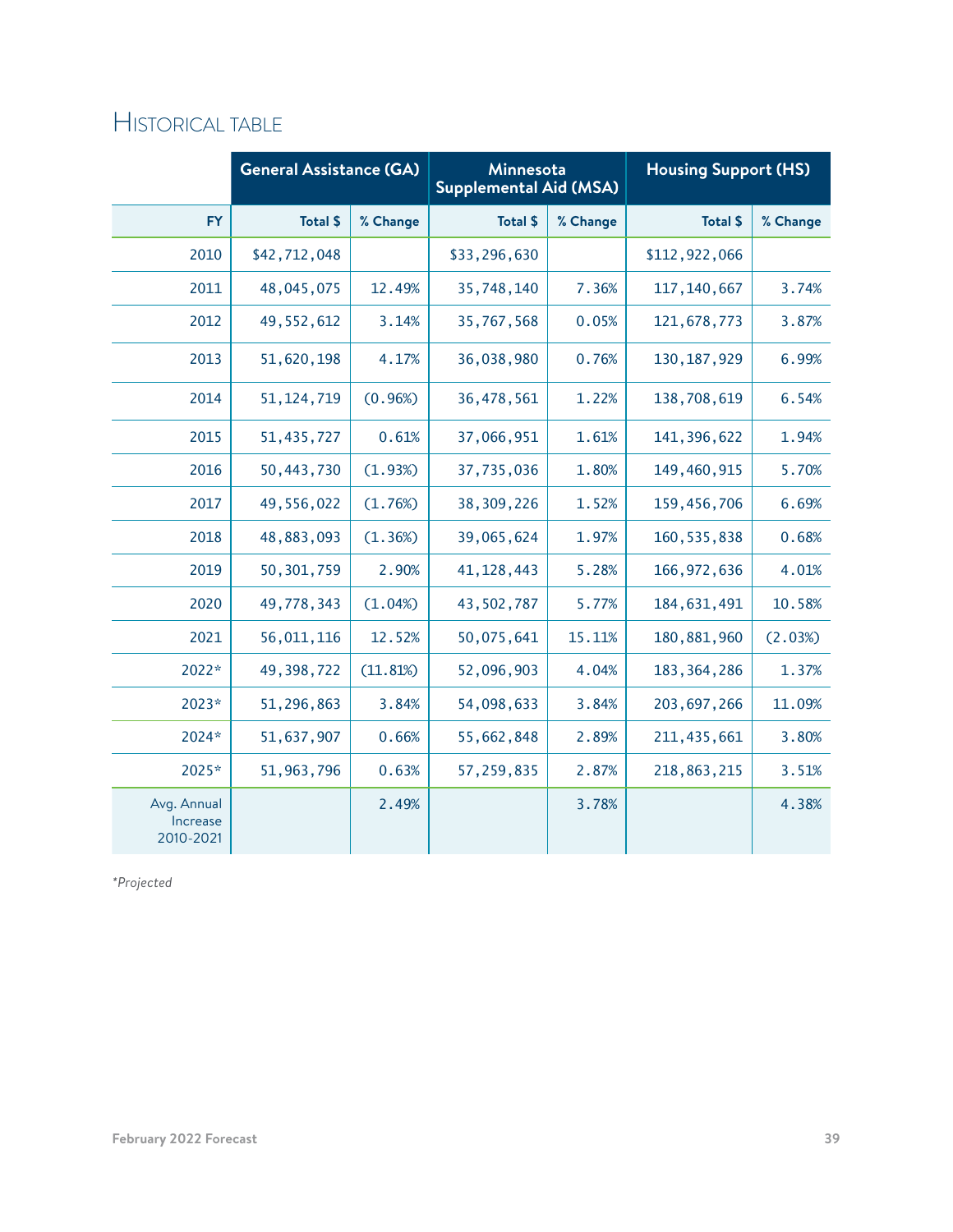## Historical table

| | General Assistance (GA) | | Minnesota Supplemental Aid (MSA) | | Housing Support (HS) | |
|---|---|---|---|---|---|---|
| FY | Total $ | % Change | Total $ | % Change | Total $ | % Change |
| 2010 | $42,712,048 | | $33,296,630 | | $112,922,066 | |
| 2011 | 48,045,075 | 12.49% | 35,748,140 | 7.36% | 117,140,667 | 3.74% |
| 2012 | 49,552,612 | 3.14% | 35,767,568 | 0.05% | 121,678,773 | 3.87% |
| 2013 | 51,620,198 | 4.17% | 36,038,980 | 0.76% | 130,187,929 | 6.99% |
| 2014 | 51,124,719 | (0.96%) | 36,478,561 | 1.22% | 138,708,619 | 6.54% |
| 2015 | 51,435,727 | 0.61% | 37,066,951 | 1.61% | 141,396,622 | 1.94% |
| 2016 | 50,443,730 | (1.93%) | 37,735,036 | 1.80% | 149,460,915 | 5.70% |
| 2017 | 49,556,022 | (1.76%) | 38,309,226 | 1.52% | 159,456,706 | 6.69% |
| 2018 | 48,883,093 | (1.36%) | 39,065,624 | 1.97% | 160,535,838 | 0.68% |
| 2019 | 50,301,759 | 2.90% | 41,128,443 | 5.28% | 166,972,636 | 4.01% |
| 2020 | 49,778,343 | (1.04%) | 43,502,787 | 5.77% | 184,631,491 | 10.58% |
| 2021 | 56,011,116 | 12.52% | 50,075,641 | 15.11% | 180,881,960 | (2.03%) |
| 2022* | 49,398,722 | (11.81%) | 52,096,903 | 4.04% | 183,364,286 | 1.37% |
| 2023* | 51,296,863 | 3.84% | 54,098,633 | 3.84% | 203,697,266 | 11.09% |
| 2024* | 51,637,907 | 0.66% | 55,662,848 | 2.89% | 211,435,661 | 3.80% |
| 2025* | 51,963,796 | 0.63% | 57,259,835 | 2.87% | 218,863,215 | 3.51% |
| Avg. Annual Increase 2010-2021 | | 2.49% | | 3.78% | | 4.38% |

*Projected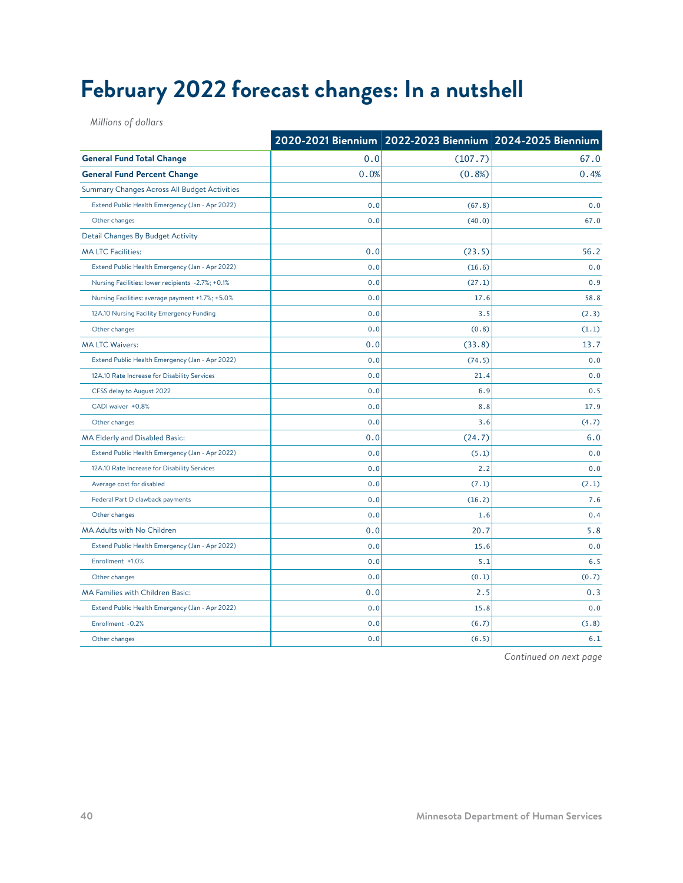# February 2022 forecast changes: In a nutshell

*Millions of dollars*

| | 2020-2021 Biennium | 2022-2023 Biennium | 2024-2025 Biennium |
|---|---|---|---|
| **General Fund Total Change** | 0.0 | (107.7) | 67.0 |
| **General Fund Percent Change** | 0.0% | (0.8%) | 0.4% |
| Summary Changes Across All Budget Activities | | | |
| Extend Public Health Emergency (Jan - Apr 2022) | 0.0 | (67.8) | 0.0 |
| Other changes | 0.0 | (40.0) | 67.0 |
| Detail Changes By Budget Activity | | | |
| MA LTC Facilities: | 0.0 | (23.5) | 56.2 |
| Extend Public Health Emergency (Jan - Apr 2022) | 0.0 | (16.6) | 0.0 |
| Nursing Facilities: lower recipients -2.7%; +0.1% | 0.0 | (27.1) | 0.9 |
| Nursing Facilities: average payment +1.7%; +5.0% | 0.0 | 17.6 | 58.8 |
| 12A.10 Nursing Facility Emergency Funding | 0.0 | 3.5 | (2.3) |
| Other changes | 0.0 | (0.8) | (1.1) |
| MA LTC Waivers: | 0.0 | (33.8) | 13.7 |
| Extend Public Health Emergency (Jan - Apr 2022) | 0.0 | (74.5) | 0.0 |
| 12A.10 Rate Increase for Disability Services | 0.0 | 21.4 | 0.0 |
| CFSS delay to August 2022 | 0.0 | 6.9 | 0.5 |
| CADI waiver +0.8% | 0.0 | 8.8 | 17.9 |
| Other changes | 0.0 | 3.6 | (4.7) |
| MA Elderly and Disabled Basic: | 0.0 | (24.7) | 6.0 |
| Extend Public Health Emergency (Jan - Apr 2022) | 0.0 | (5.1) | 0.0 |
| 12A.10 Rate Increase for Disability Services | 0.0 | 2.2 | 0.0 |
| Average cost for disabled | 0.0 | (7.1) | (2.1) |
| Federal Part D clawback payments | 0.0 | (16.2) | 7.6 |
| Other changes | 0.0 | 1.6 | 0.4 |
| MA Adults with No Children | 0.0 | 20.7 | 5.8 |
| Extend Public Health Emergency (Jan - Apr 2022) | 0.0 | 15.6 | 0.0 |
| Enrollment +1.0% | 0.0 | 5.1 | 6.5 |
| Other changes | 0.0 | (0.1) | (0.7) |
| MA Families with Children Basic: | 0.0 | 2.5 | 0.3 |
| Extend Public Health Emergency (Jan - Apr 2022) | 0.0 | 15.8 | 0.0 |
| Enrollment -0.2% | 0.0 | (6.7) | (5.8) |
| Other changes | 0.0 | (6.5) | 6.1 |

*Continued on next page*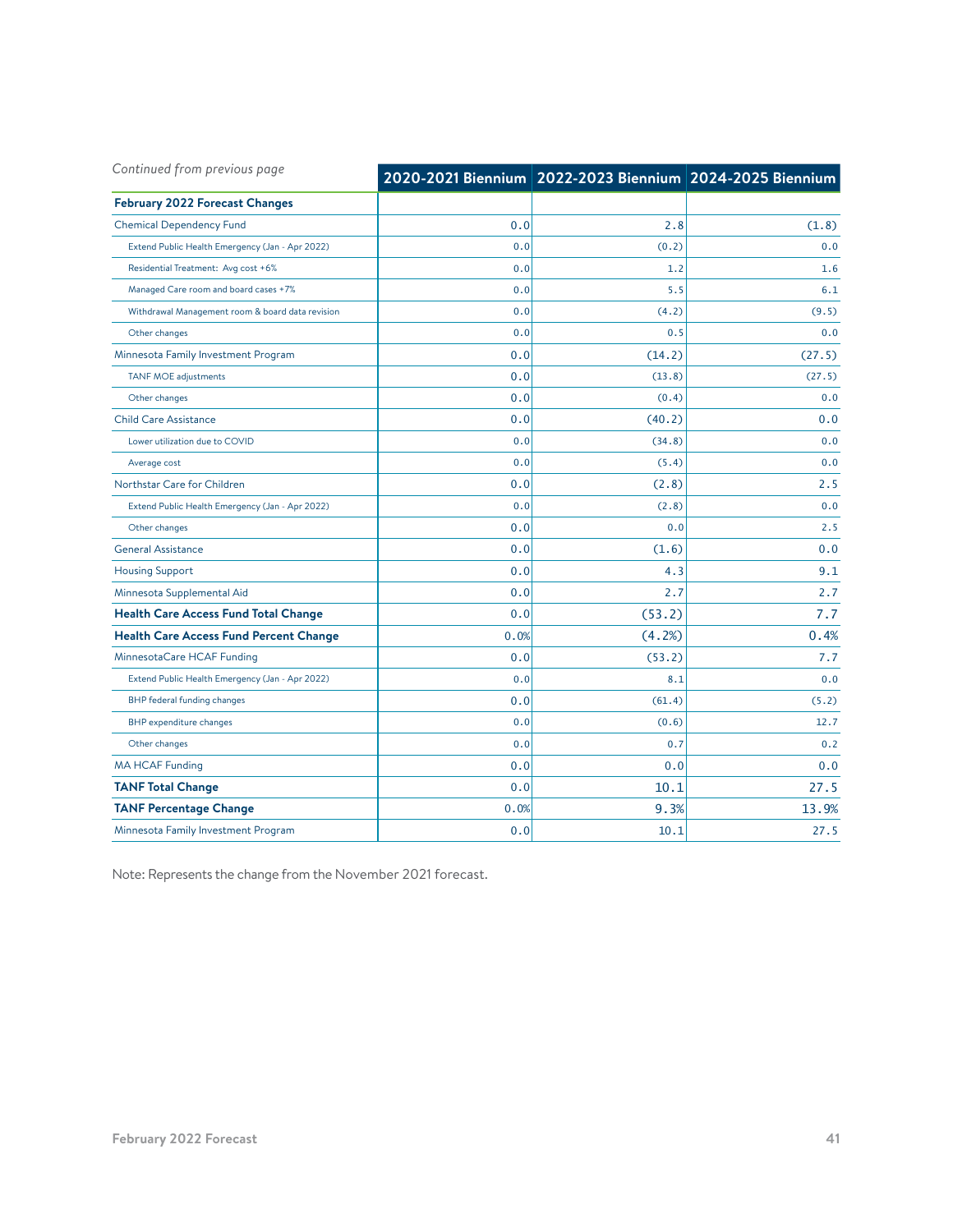*Continued from previous page*

| | 2020-2021 Biennium | 2022-2023 Biennium | 2024-2025 Biennium |
|---|---|---|---|
| **February 2022 Forecast Changes** | | | |
| Chemical Dependency Fund | 0.0 | 2.8 | (1.8) |
| Extend Public Health Emergency (Jan - Apr 2022) | 0.0 | (0.2) | 0.0 |
| Residential Treatment: Avg cost +6% | 0.0 | 1.2 | 1.6 |
| Managed Care room and board cases +7% | 0.0 | 5.5 | 6.1 |
| Withdrawal Management room & board data revision | 0.0 | (4.2) | (9.5) |
| Other changes | 0.0 | 0.5 | 0.0 |
| Minnesota Family Investment Program | 0.0 | (14.2) | (27.5) |
| TANF MOE adjustments | 0.0 | (13.8) | (27.5) |
| Other changes | 0.0 | (0.4) | 0.0 |
| Child Care Assistance | 0.0 | (40.2) | 0.0 |
| Lower utilization due to COVID | 0.0 | (34.8) | 0.0 |
| Average cost | 0.0 | (5.4) | 0.0 |
| Northstar Care for Children | 0.0 | (2.8) | 2.5 |
| Extend Public Health Emergency (Jan - Apr 2022) | 0.0 | (2.8) | 0.0 |
| Other changes | 0.0 | 0.0 | 2.5 |
| General Assistance | 0.0 | (1.6) | 0.0 |
| Housing Support | 0.0 | 4.3 | 9.1 |
| Minnesota Supplemental Aid | 0.0 | 2.7 | 2.7 |
| **Health Care Access Fund Total Change** | 0.0 | (53.2) | 7.7 |
| **Health Care Access Fund Percent Change** | 0.0% | (4.2%) | 0.4% |
| MinnesotaCare HCAF Funding | 0.0 | (53.2) | 7.7 |
| Extend Public Health Emergency (Jan - Apr 2022) | 0.0 | 8.1 | 0.0 |
| BHP federal funding changes | 0.0 | (61.4) | (5.2) |
| BHP expenditure changes | 0.0 | (0.6) | 12.7 |
| Other changes | 0.0 | 0.7 | 0.2 |
| MA HCAF Funding | 0.0 | 0.0 | 0.0 |
| **TANF Total Change** | 0.0 | 10.1 | 27.5 |
| **TANF Percentage Change** | 0.0% | 9.3% | 13.9% |
| Minnesota Family Investment Program | 0.0 | 10.1 | 27.5 |

Note: Represents the change from the November 2021 forecast.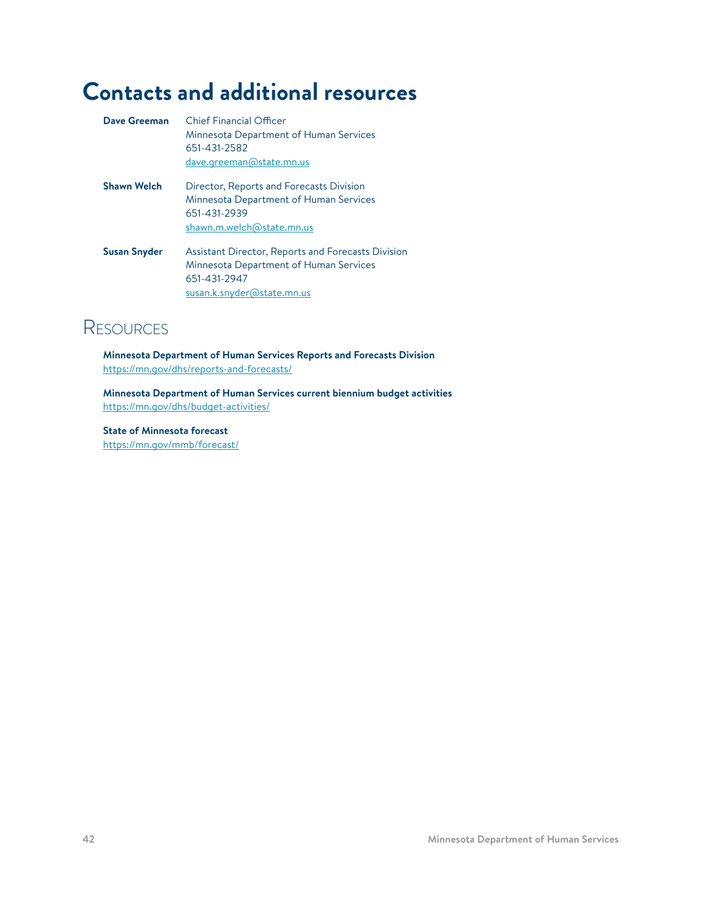# Contacts and additional resources

**Dave Greeman**
Chief Financial Officer
Minnesota Department of Human Services
651-431-2582
dave.greeman@state.mn.us

**Shawn Welch**
Director, Reports and Forecasts Division
Minnesota Department of Human Services
651-431-2939
shawn.m.welch@state.mn.us

**Susan Snyder**
Assistant Director, Reports and Forecasts Division
Minnesota Department of Human Services
651-431-2947
susan.k.snyder@state.mn.us

## Resources

**Minnesota Department of Human Services Reports and Forecasts Division**
https://mn.gov/dhs/reports-and-forecasts/

**Minnesota Department of Human Services current biennium budget activities**
https://mn.gov/dhs/budget-activities/

**State of Minnesota forecast**
https://mn.gov/mmb/forecast/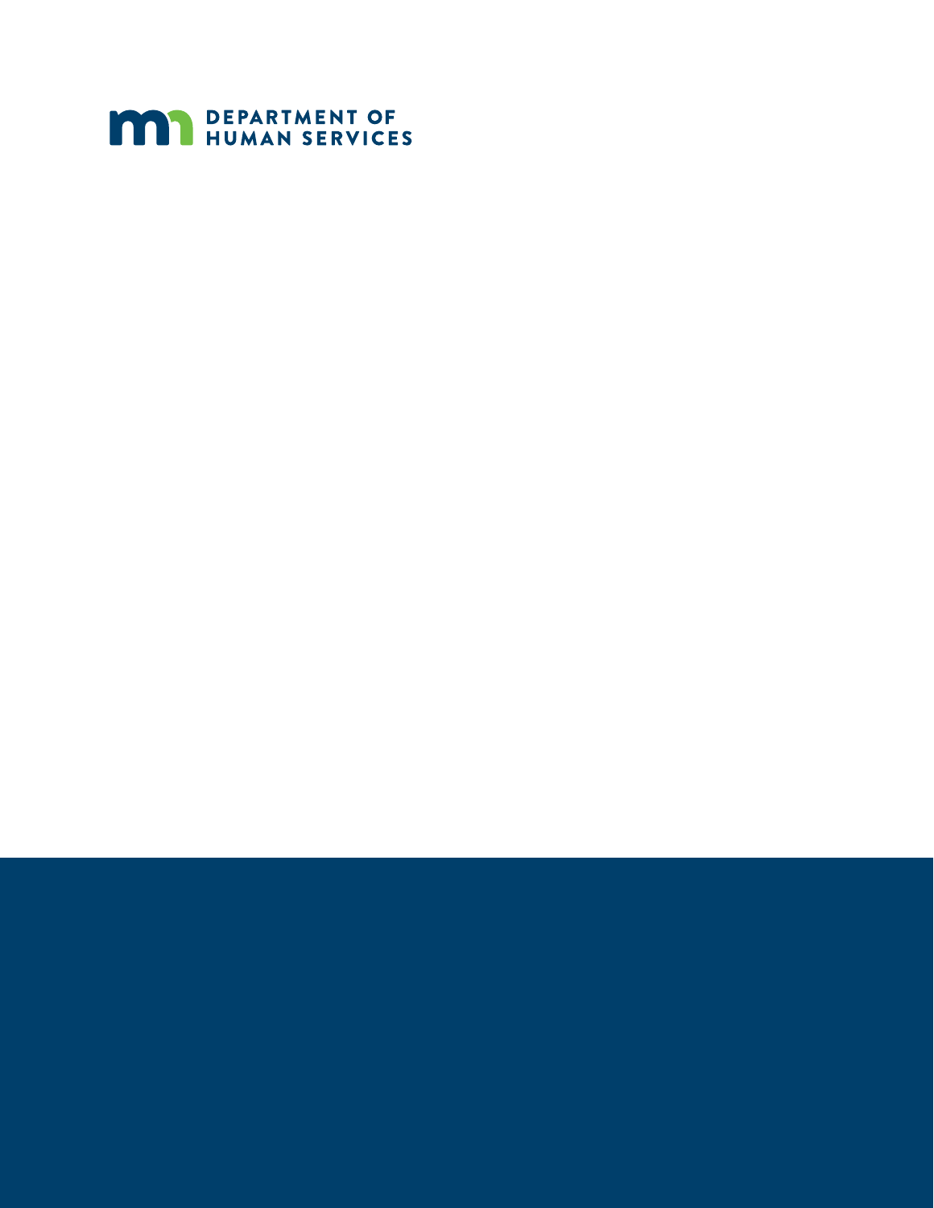DEPARTMENT OF HUMAN SERVICES